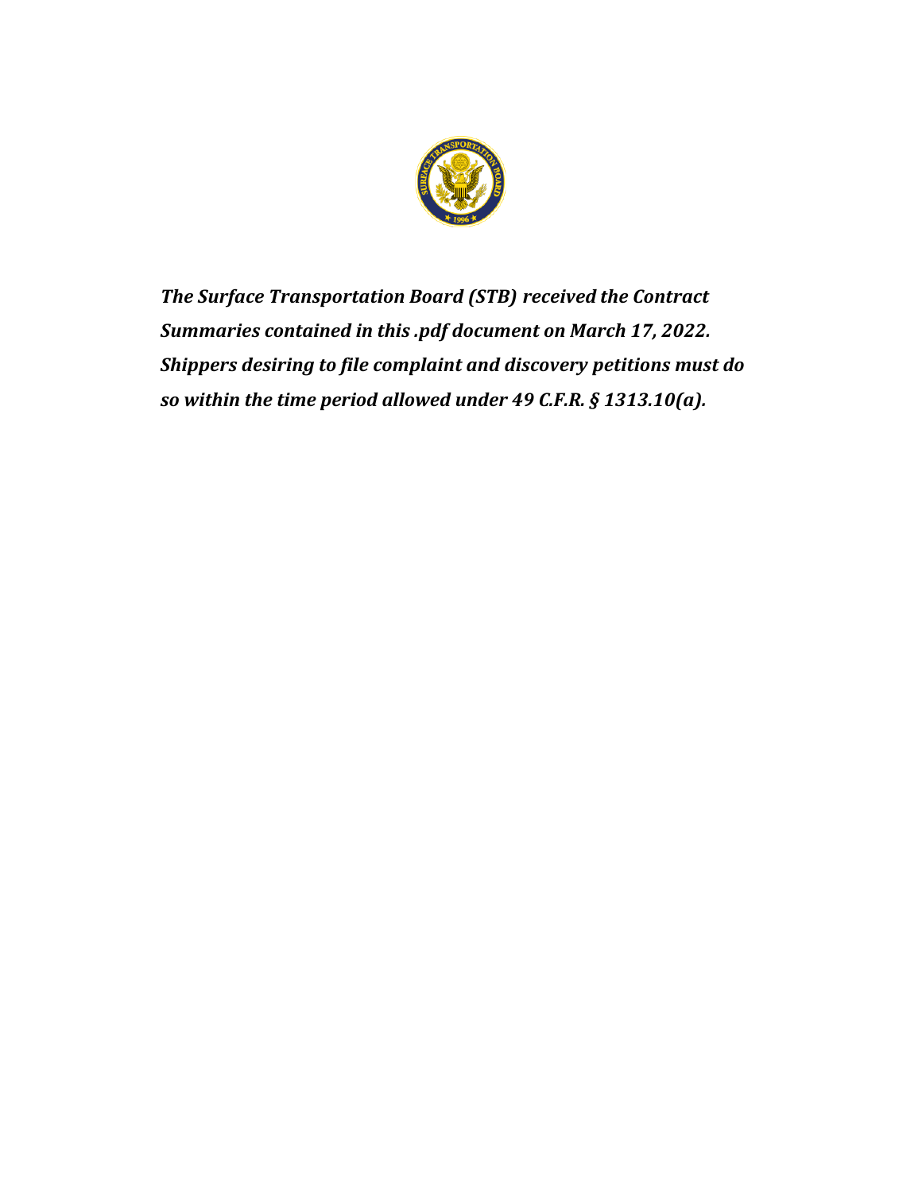***The Surface Transportation Board (STB) received the Contract Summaries contained in this .pdf document on March 17, 2022. Shippers desiring to file complaint and discovery petitions must do so within the time period allowed under 49 C.F.R. § 1313.10(a).***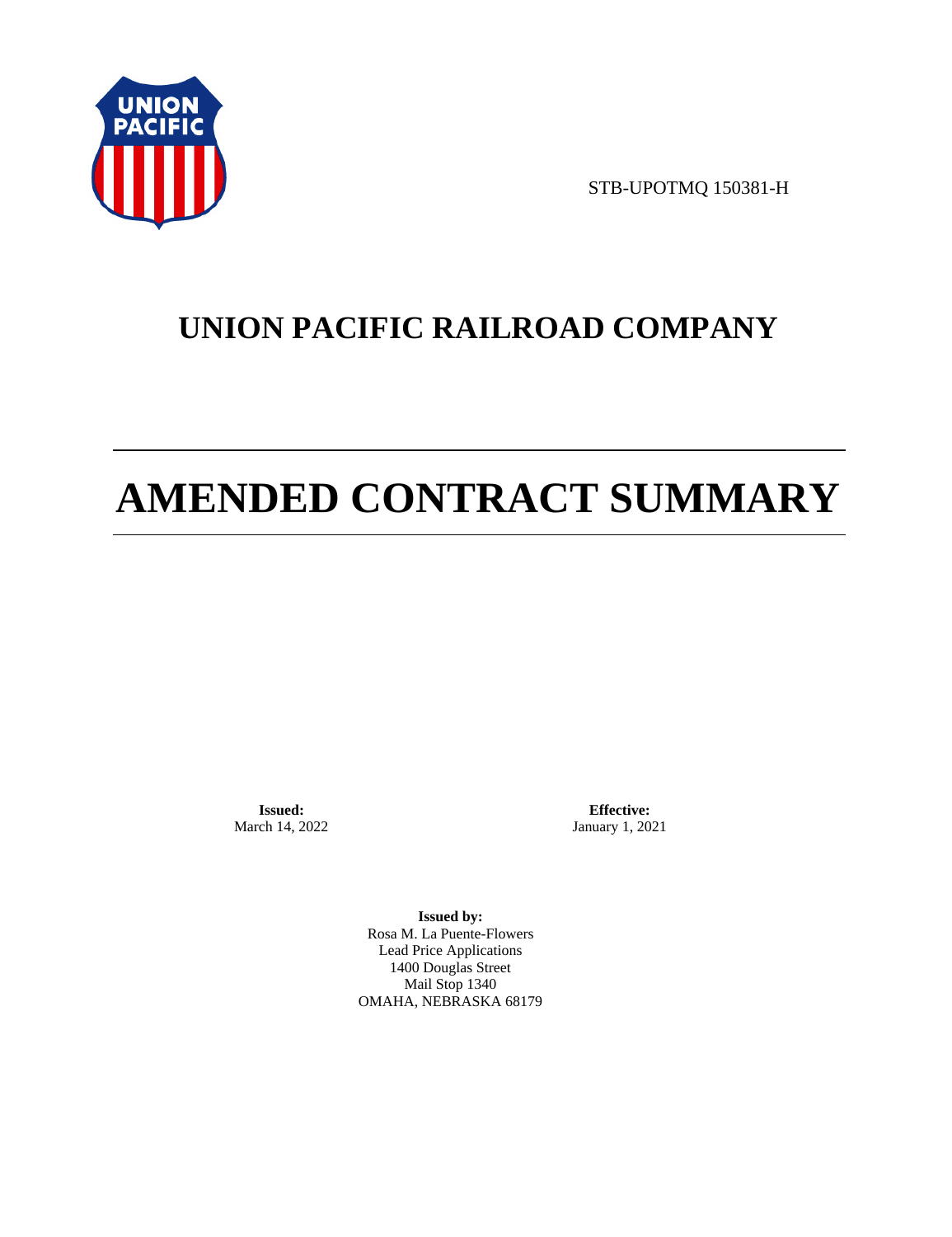STB-UPOTMQ 150381-H

# UNION PACIFIC RAILROAD COMPANY

# AMENDED CONTRACT SUMMARY

**Issued:**
March 14, 2022

**Effective:**
January 1, 2021

**Issued by:**
Rosa M. La Puente-Flowers
Lead Price Applications
1400 Douglas Street
Mail Stop 1340
OMAHA, NEBRASKA 68179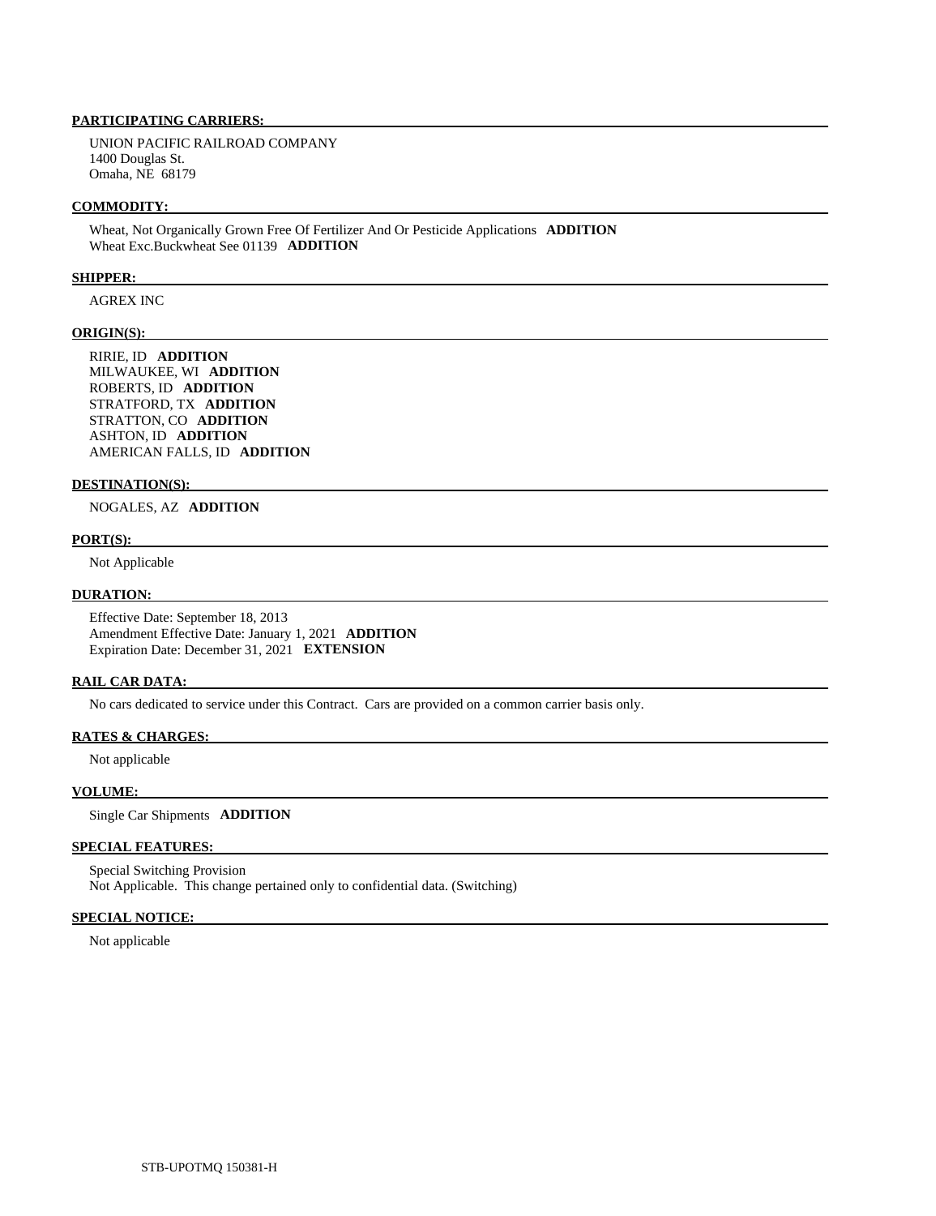**PARTICIPATING CARRIERS:**

UNION PACIFIC RAILROAD COMPANY
1400 Douglas St.
Omaha, NE 68179

**COMMODITY:**

Wheat, Not Organically Grown Free Of Fertilizer And Or Pesticide Applications **ADDITION**
Wheat Exc.Buckwheat See 01139 **ADDITION**

**SHIPPER:**

AGREX INC

**ORIGIN(S):**

RIRIE, ID **ADDITION**
MILWAUKEE, WI **ADDITION**
ROBERTS, ID **ADDITION**
STRATFORD, TX **ADDITION**
STRATTON, CO **ADDITION**
ASHTON, ID **ADDITION**
AMERICAN FALLS, ID **ADDITION**

**DESTINATION(S):**

NOGALES, AZ **ADDITION**

**PORT(S):**

Not Applicable

**DURATION:**

Effective Date: September 18, 2013
Amendment Effective Date: January 1, 2021 **ADDITION**
Expiration Date: December 31, 2021 **EXTENSION**

**RAIL CAR DATA:**

No cars dedicated to service under this Contract. Cars are provided on a common carrier basis only.

**RATES & CHARGES:**

Not applicable

**VOLUME:**

Single Car Shipments **ADDITION**

**SPECIAL FEATURES:**

Special Switching Provision
Not Applicable. This change pertained only to confidential data. (Switching)

**SPECIAL NOTICE:**

Not applicable

STB-UPOTMQ 150381-H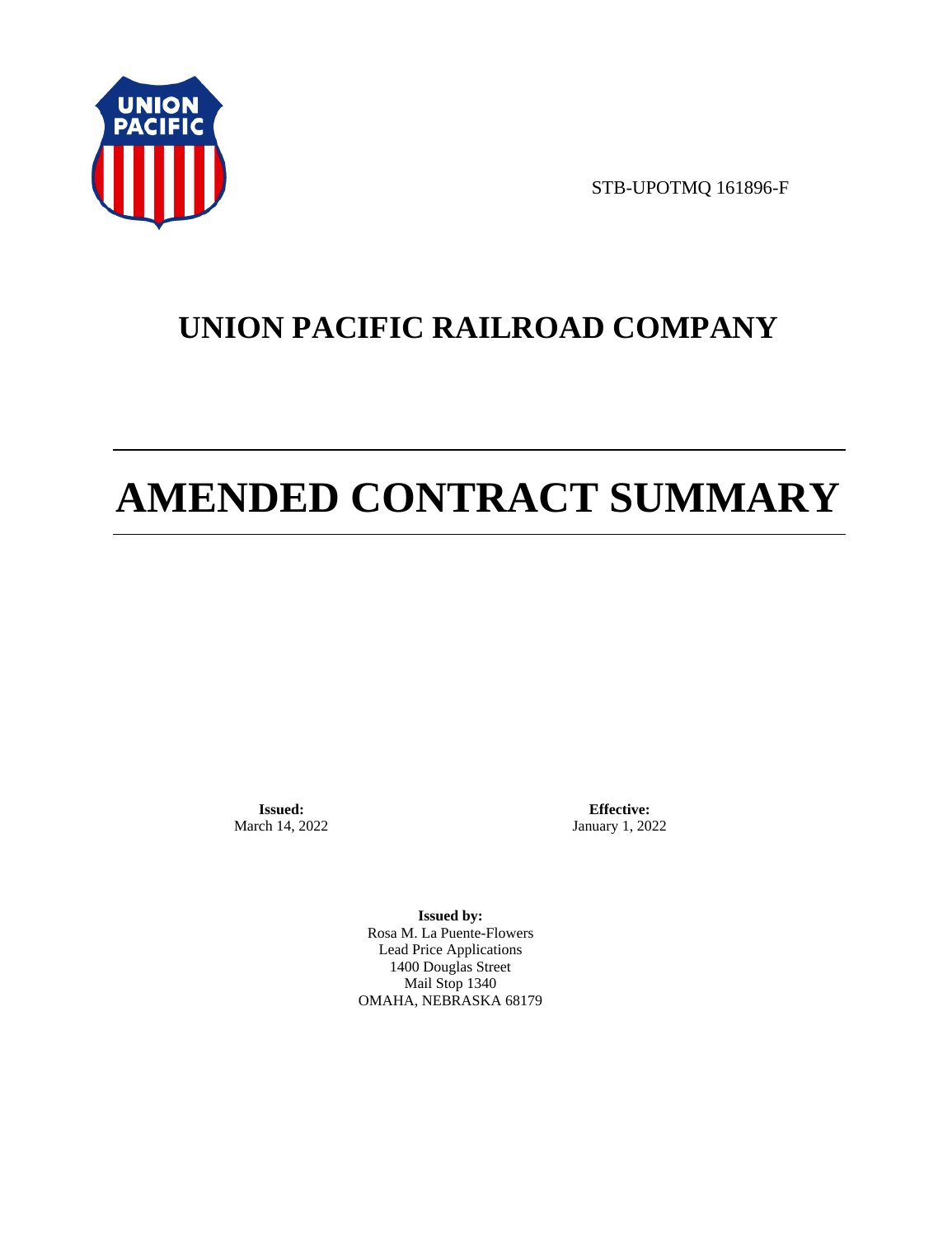STB-UPOTMQ 161896-F

# UNION PACIFIC RAILROAD COMPANY

# AMENDED CONTRACT SUMMARY

**Issued:**
March 14, 2022

**Effective:**
January 1, 2022

**Issued by:**
Rosa M. La Puente-Flowers
Lead Price Applications
1400 Douglas Street
Mail Stop 1340
OMAHA, NEBRASKA 68179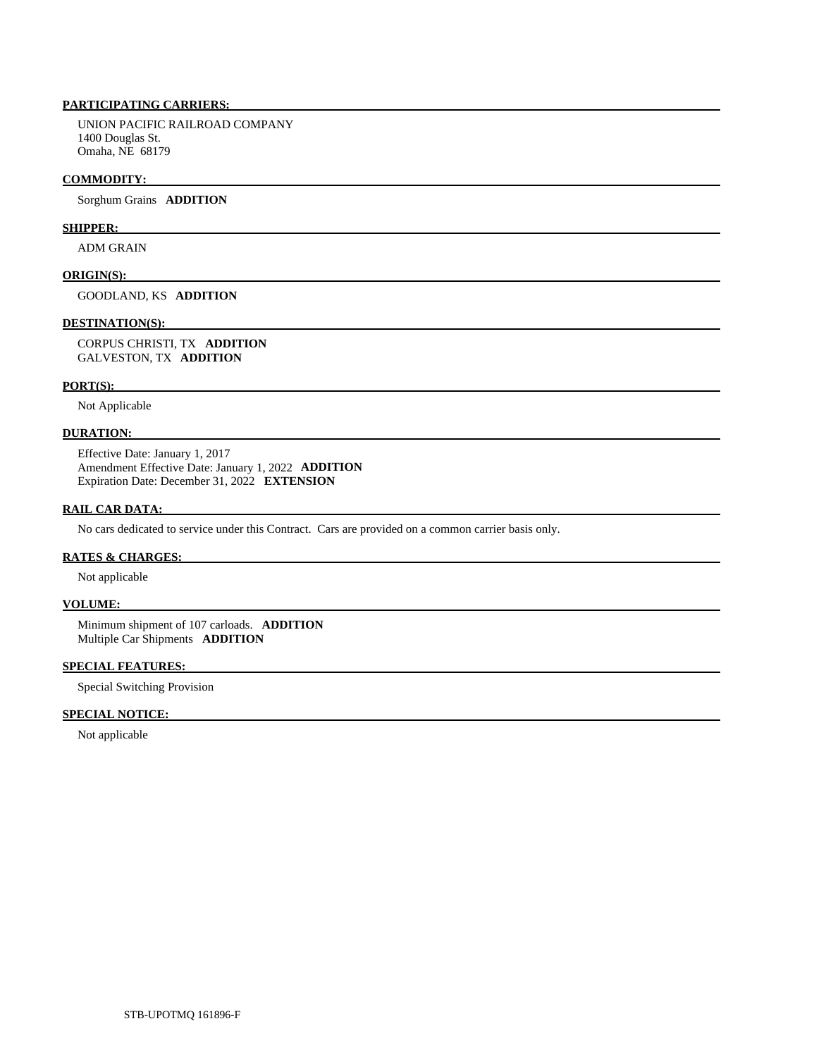**PARTICIPATING CARRIERS:**

UNION PACIFIC RAILROAD COMPANY
1400 Douglas St.
Omaha, NE 68179

**COMMODITY:**

Sorghum Grains **ADDITION**

**SHIPPER:**

ADM GRAIN

**ORIGIN(S):**

GOODLAND, KS **ADDITION**

**DESTINATION(S):**

CORPUS CHRISTI, TX **ADDITION**
GALVESTON, TX **ADDITION**

**PORT(S):**

Not Applicable

**DURATION:**

Effective Date: January 1, 2017
Amendment Effective Date: January 1, 2022 **ADDITION**
Expiration Date: December 31, 2022 **EXTENSION**

**RAIL CAR DATA:**

No cars dedicated to service under this Contract. Cars are provided on a common carrier basis only.

**RATES & CHARGES:**

Not applicable

**VOLUME:**

Minimum shipment of 107 carloads. **ADDITION**
Multiple Car Shipments **ADDITION**

**SPECIAL FEATURES:**

Special Switching Provision

**SPECIAL NOTICE:**

Not applicable

STB-UPOTMQ 161896-F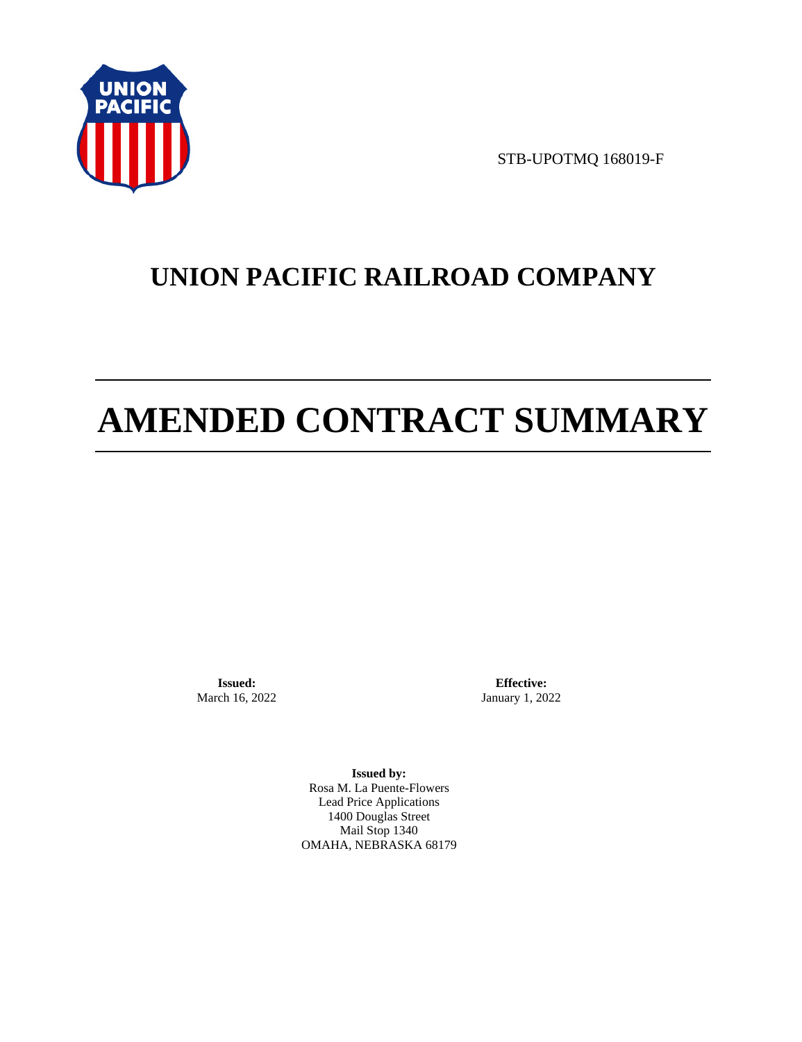STB-UPOTMQ 168019-F

# UNION PACIFIC RAILROAD COMPANY

# AMENDED CONTRACT SUMMARY

**Issued:**
March 16, 2022

**Effective:**
January 1, 2022

**Issued by:**
Rosa M. La Puente-Flowers
Lead Price Applications
1400 Douglas Street
Mail Stop 1340
OMAHA, NEBRASKA 68179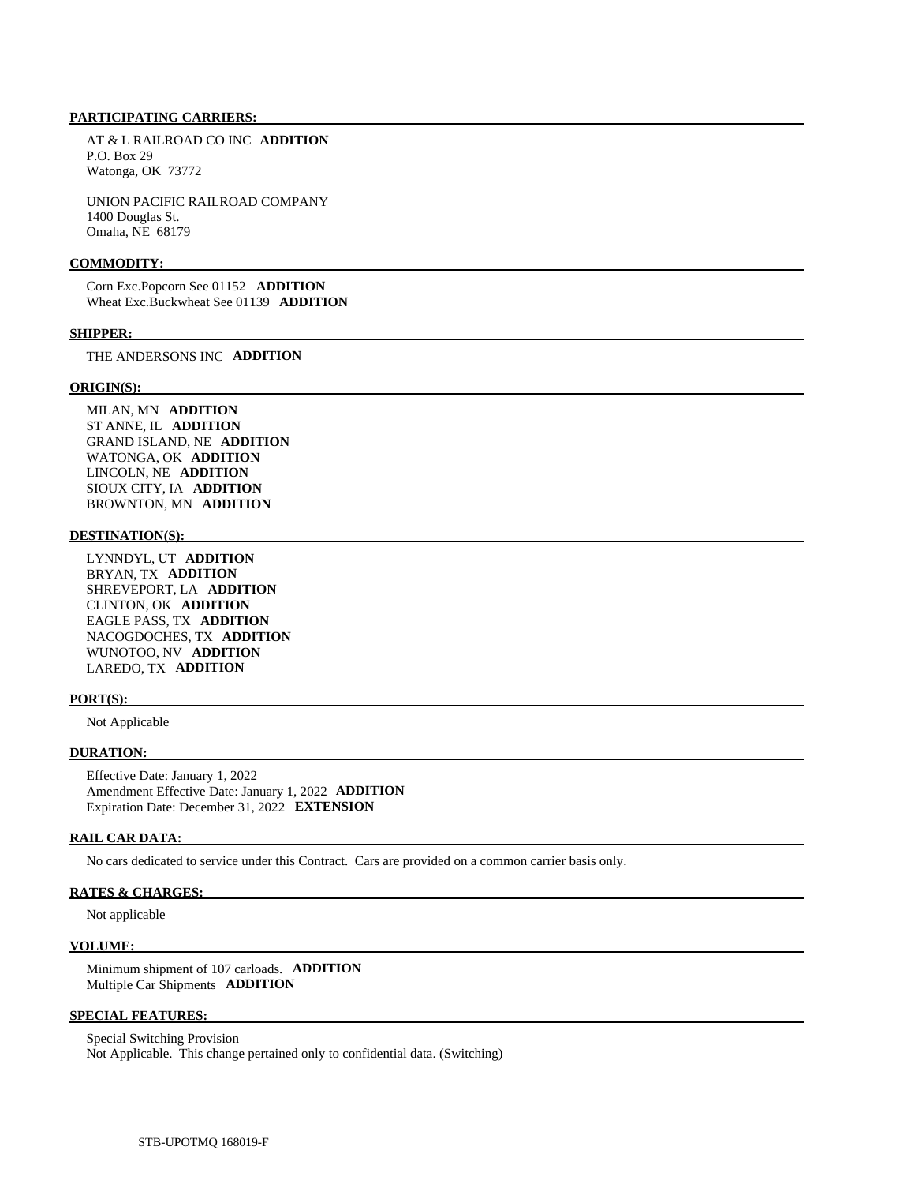#### PARTICIPATING CARRIERS:

AT & L RAILROAD CO INC **ADDITION**
P.O. Box 29
Watonga, OK 73772

UNION PACIFIC RAILROAD COMPANY
1400 Douglas St.
Omaha, NE 68179

#### COMMODITY:

Corn Exc.Popcorn See 01152 **ADDITION**
Wheat Exc.Buckwheat See 01139 **ADDITION**

#### SHIPPER:

THE ANDERSONS INC **ADDITION**

#### ORIGIN(S):

MILAN, MN **ADDITION**
ST ANNE, IL **ADDITION**
GRAND ISLAND, NE **ADDITION**
WATONGA, OK **ADDITION**
LINCOLN, NE **ADDITION**
SIOUX CITY, IA **ADDITION**
BROWNTON, MN **ADDITION**

#### DESTINATION(S):

LYNNDYL, UT **ADDITION**
BRYAN, TX **ADDITION**
SHREVEPORT, LA **ADDITION**
CLINTON, OK **ADDITION**
EAGLE PASS, TX **ADDITION**
NACOGDOCHES, TX **ADDITION**
WUNOTOO, NV **ADDITION**
LAREDO, TX **ADDITION**

#### PORT(S):

Not Applicable

#### DURATION:

Effective Date: January 1, 2022
Amendment Effective Date: January 1, 2022 **ADDITION**
Expiration Date: December 31, 2022 **EXTENSION**

#### RAIL CAR DATA:

No cars dedicated to service under this Contract. Cars are provided on a common carrier basis only.

#### RATES & CHARGES:

Not applicable

#### VOLUME:

Minimum shipment of 107 carloads. **ADDITION**
Multiple Car Shipments **ADDITION**

#### SPECIAL FEATURES:

Special Switching Provision
Not Applicable. This change pertained only to confidential data. (Switching)

STB-UPOTMQ 168019-F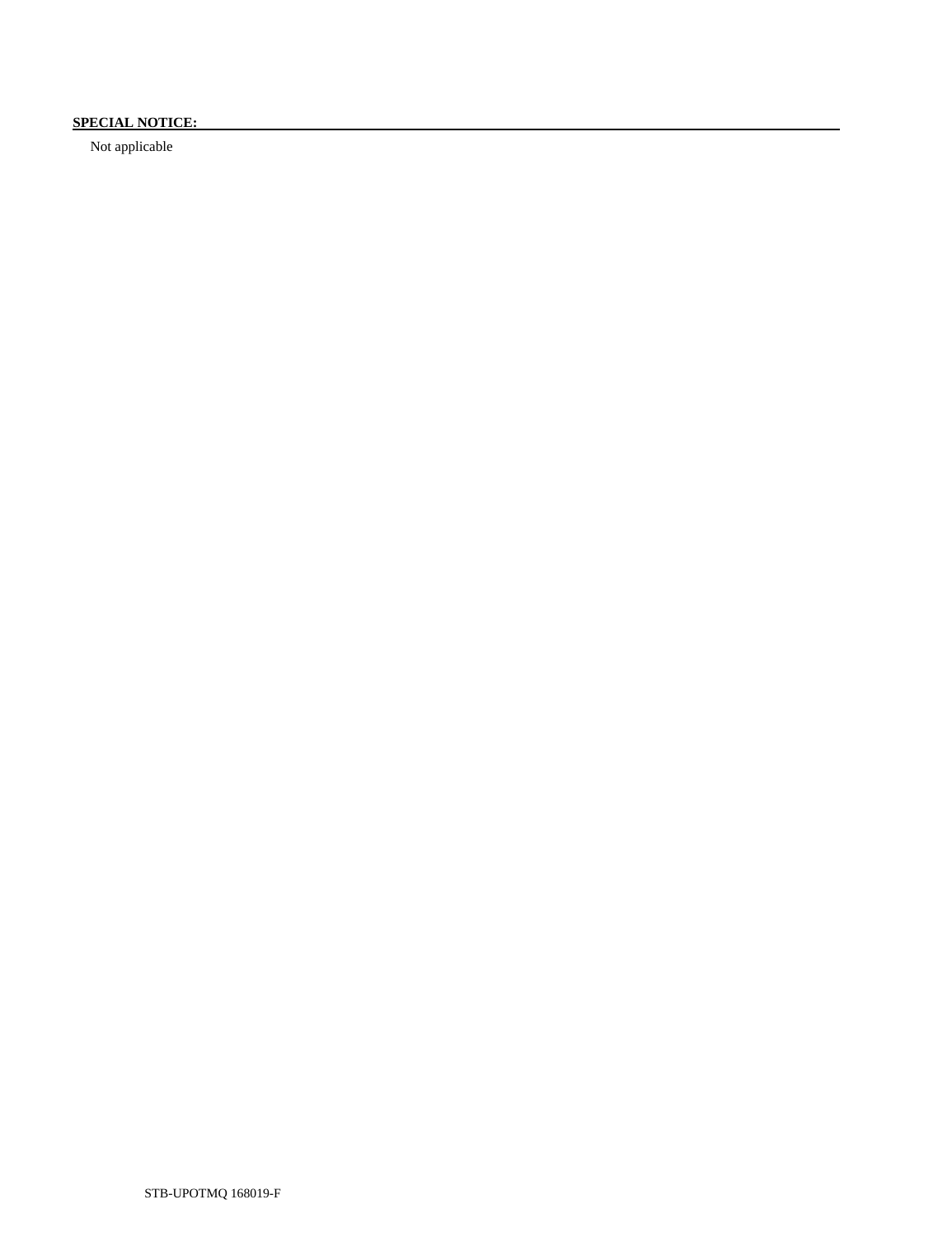**SPECIAL NOTICE:**

Not applicable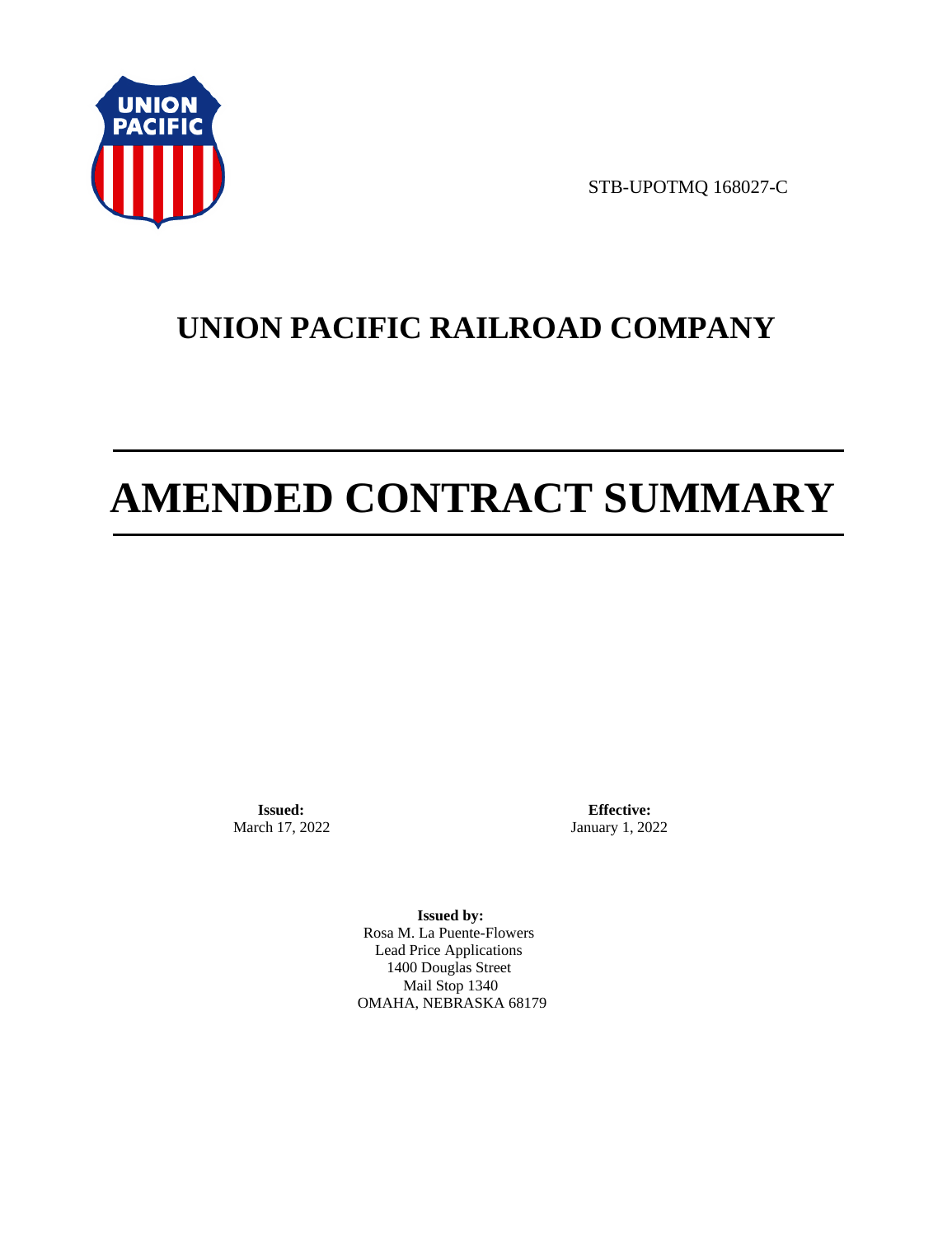STB-UPOTMQ 168027-C

# UNION PACIFIC RAILROAD COMPANY

# AMENDED CONTRACT SUMMARY

**Issued:**
March 17, 2022

**Effective:**
January 1, 2022

**Issued by:**
Rosa M. La Puente-Flowers
Lead Price Applications
1400 Douglas Street
Mail Stop 1340
OMAHA, NEBRASKA 68179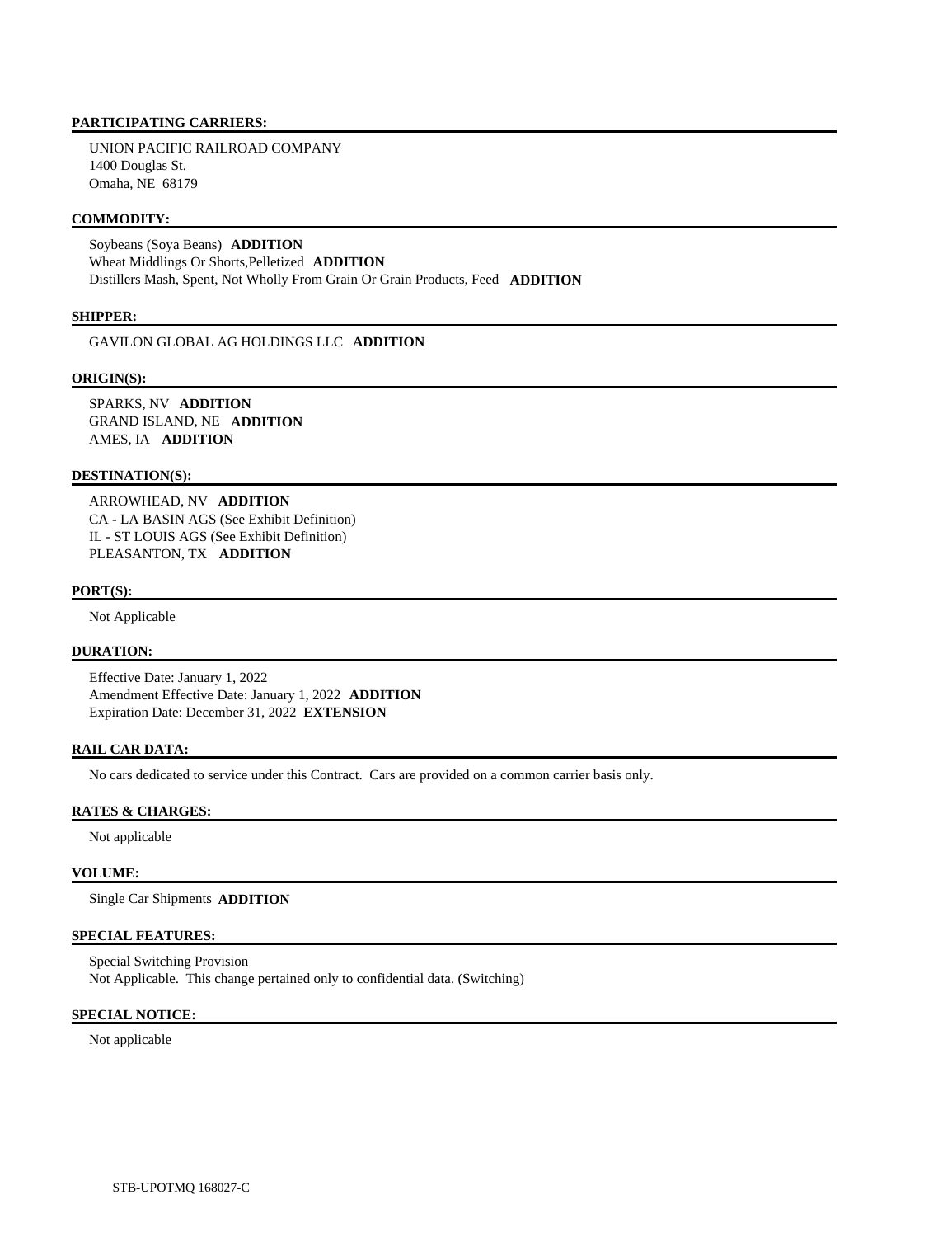#### PARTICIPATING CARRIERS:

UNION PACIFIC RAILROAD COMPANY
1400 Douglas St.
Omaha, NE 68179

#### COMMODITY:

Soybeans (Soya Beans) **ADDITION**
Wheat Middlings Or Shorts,Pelletized **ADDITION**
Distillers Mash, Spent, Not Wholly From Grain Or Grain Products, Feed **ADDITION**

#### SHIPPER:

GAVILON GLOBAL AG HOLDINGS LLC **ADDITION**

#### ORIGIN(S):

SPARKS, NV **ADDITION**
GRAND ISLAND, NE **ADDITION**
AMES, IA **ADDITION**

#### DESTINATION(S):

ARROWHEAD, NV **ADDITION**
CA - LA BASIN AGS (See Exhibit Definition)
IL - ST LOUIS AGS (See Exhibit Definition)
PLEASANTON, TX **ADDITION**

#### PORT(S):

Not Applicable

#### DURATION:

Effective Date: January 1, 2022
Amendment Effective Date: January 1, 2022 **ADDITION**
Expiration Date: December 31, 2022 **EXTENSION**

#### RAIL CAR DATA:

No cars dedicated to service under this Contract. Cars are provided on a common carrier basis only.

#### RATES & CHARGES:

Not applicable

#### VOLUME:

Single Car Shipments **ADDITION**

#### SPECIAL FEATURES:

Special Switching Provision
Not Applicable. This change pertained only to confidential data. (Switching)

#### SPECIAL NOTICE:

Not applicable

STB-UPOTMQ 168027-C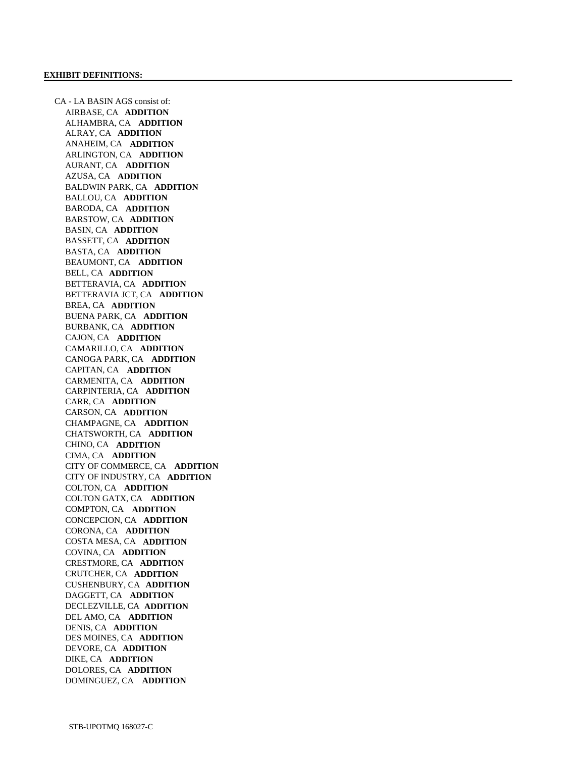**EXHIBIT DEFINITIONS:**

---

CA - LA BASIN AGS consist of:

- AIRBASE, CA **ADDITION**
- ALHAMBRA, CA **ADDITION**
- ALRAY, CA **ADDITION**
- ANAHEIM, CA **ADDITION**
- ARLINGTON, CA **ADDITION**
- AURANT, CA **ADDITION**
- AZUSA, CA **ADDITION**
- BALDWIN PARK, CA **ADDITION**
- BALLOU, CA **ADDITION**
- BARODA, CA **ADDITION**
- BARSTOW, CA **ADDITION**
- BASIN, CA **ADDITION**
- BASSETT, CA **ADDITION**
- BASTA, CA **ADDITION**
- BEAUMONT, CA **ADDITION**
- BELL, CA **ADDITION**
- BETTERAVIA, CA **ADDITION**
- BETTERAVIA JCT, CA **ADDITION**
- BREA, CA **ADDITION**
- BUENA PARK, CA **ADDITION**
- BURBANK, CA **ADDITION**
- CAJON, CA **ADDITION**
- CAMARILLO, CA **ADDITION**
- CANOGA PARK, CA **ADDITION**
- CAPITAN, CA **ADDITION**
- CARMENITA, CA **ADDITION**
- CARPINTERIA, CA **ADDITION**
- CARR, CA **ADDITION**
- CARSON, CA **ADDITION**
- CHAMPAGNE, CA **ADDITION**
- CHATSWORTH, CA **ADDITION**
- CHINO, CA **ADDITION**
- CIMA, CA **ADDITION**
- CITY OF COMMERCE, CA **ADDITION**
- CITY OF INDUSTRY, CA **ADDITION**
- COLTON, CA **ADDITION**
- COLTON GATX, CA **ADDITION**
- COMPTON, CA **ADDITION**
- CONCEPCION, CA **ADDITION**
- CORONA, CA **ADDITION**
- COSTA MESA, CA **ADDITION**
- COVINA, CA **ADDITION**
- CRESTMORE, CA **ADDITION**
- CRUTCHER, CA **ADDITION**
- CUSHENBURY, CA **ADDITION**
- DAGGETT, CA **ADDITION**
- DECLEZVILLE, CA **ADDITION**
- DEL AMO, CA **ADDITION**
- DENIS, CA **ADDITION**
- DES MOINES, CA **ADDITION**
- DEVORE, CA **ADDITION**
- DIKE, CA **ADDITION**
- DOLORES, CA **ADDITION**
- DOMINGUEZ, CA **ADDITION**

STB-UPOTMQ 168027-C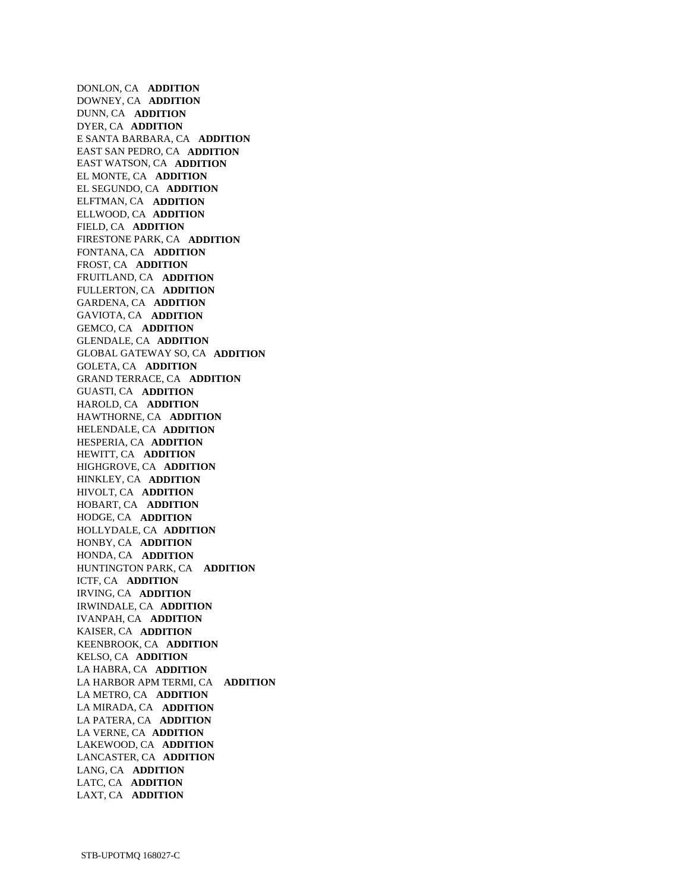DONLON, CA **ADDITION**
DOWNEY, CA **ADDITION**
DUNN, CA **ADDITION**
DYER, CA **ADDITION**
E SANTA BARBARA, CA **ADDITION**
EAST SAN PEDRO, CA **ADDITION**
EAST WATSON, CA **ADDITION**
EL MONTE, CA **ADDITION**
EL SEGUNDO, CA **ADDITION**
ELFTMAN, CA **ADDITION**
ELLWOOD, CA **ADDITION**
FIELD, CA **ADDITION**
FIRESTONE PARK, CA **ADDITION**
FONTANA, CA **ADDITION**
FROST, CA **ADDITION**
FRUITLAND, CA **ADDITION**
FULLERTON, CA **ADDITION**
GARDENA, CA **ADDITION**
GAVIOTA, CA **ADDITION**
GEMCO, CA **ADDITION**
GLENDALE, CA **ADDITION**
GLOBAL GATEWAY SO, CA **ADDITION**
GOLETA, CA **ADDITION**
GRAND TERRACE, CA **ADDITION**
GUASTI, CA **ADDITION**
HAROLD, CA **ADDITION**
HAWTHORNE, CA **ADDITION**
HELENDALE, CA **ADDITION**
HESPERIA, CA **ADDITION**
HEWITT, CA **ADDITION**
HIGHGROVE, CA **ADDITION**
HINKLEY, CA **ADDITION**
HIVOLT, CA **ADDITION**
HOBART, CA **ADDITION**
HODGE, CA **ADDITION**
HOLLYDALE, CA **ADDITION**
HONBY, CA **ADDITION**
HONDA, CA **ADDITION**
HUNTINGTON PARK, CA **ADDITION**
ICTF, CA **ADDITION**
IRVING, CA **ADDITION**
IRWINDALE, CA **ADDITION**
IVANPAH, CA **ADDITION**
KAISER, CA **ADDITION**
KEENBROOK, CA **ADDITION**
KELSO, CA **ADDITION**
LA HABRA, CA **ADDITION**
LA HARBOR APM TERMI, CA **ADDITION**
LA METRO, CA **ADDITION**
LA MIRADA, CA **ADDITION**
LA PATERA, CA **ADDITION**
LA VERNE, CA **ADDITION**
LAKEWOOD, CA **ADDITION**
LANCASTER, CA **ADDITION**
LANG, CA **ADDITION**
LATC, CA **ADDITION**
LAXT, CA **ADDITION**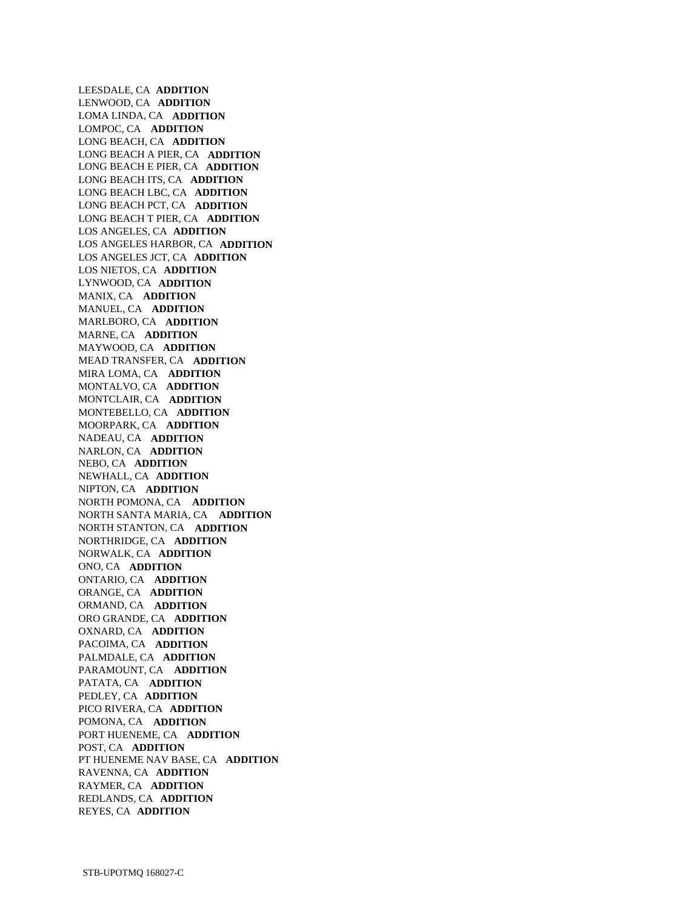LEESDALE, CA **ADDITION**
LENWOOD, CA **ADDITION**
LOMA LINDA, CA **ADDITION**
LOMPOC, CA **ADDITION**
LONG BEACH, CA **ADDITION**
LONG BEACH A PIER, CA **ADDITION**
LONG BEACH E PIER, CA **ADDITION**
LONG BEACH ITS, CA **ADDITION**
LONG BEACH LBC, CA **ADDITION**
LONG BEACH PCT, CA **ADDITION**
LONG BEACH T PIER, CA **ADDITION**
LOS ANGELES, CA **ADDITION**
LOS ANGELES HARBOR, CA **ADDITION**
LOS ANGELES JCT, CA **ADDITION**
LOS NIETOS, CA **ADDITION**
LYNWOOD, CA **ADDITION**
MANIX, CA **ADDITION**
MANUEL, CA **ADDITION**
MARLBORO, CA **ADDITION**
MARNE, CA **ADDITION**
MAYWOOD, CA **ADDITION**
MEAD TRANSFER, CA **ADDITION**
MIRA LOMA, CA **ADDITION**
MONTALVO, CA **ADDITION**
MONTCLAIR, CA **ADDITION**
MONTEBELLO, CA **ADDITION**
MOORPARK, CA **ADDITION**
NADEAU, CA **ADDITION**
NARLON, CA **ADDITION**
NEBO, CA **ADDITION**
NEWHALL, CA **ADDITION**
NIPTON, CA **ADDITION**
NORTH POMONA, CA **ADDITION**
NORTH SANTA MARIA, CA **ADDITION**
NORTH STANTON, CA **ADDITION**
NORTHRIDGE, CA **ADDITION**
NORWALK, CA **ADDITION**
ONO, CA **ADDITION**
ONTARIO, CA **ADDITION**
ORANGE, CA **ADDITION**
ORMAND, CA **ADDITION**
ORO GRANDE, CA **ADDITION**
OXNARD, CA **ADDITION**
PACOIMA, CA **ADDITION**
PALMDALE, CA **ADDITION**
PARAMOUNT, CA **ADDITION**
PATATA, CA **ADDITION**
PEDLEY, CA **ADDITION**
PICO RIVERA, CA **ADDITION**
POMONA, CA **ADDITION**
PORT HUENEME, CA **ADDITION**
POST, CA **ADDITION**
PT HUENEME NAV BASE, CA **ADDITION**
RAVENNA, CA **ADDITION**
RAYMER, CA **ADDITION**
REDLANDS, CA **ADDITION**
REYES, CA **ADDITION**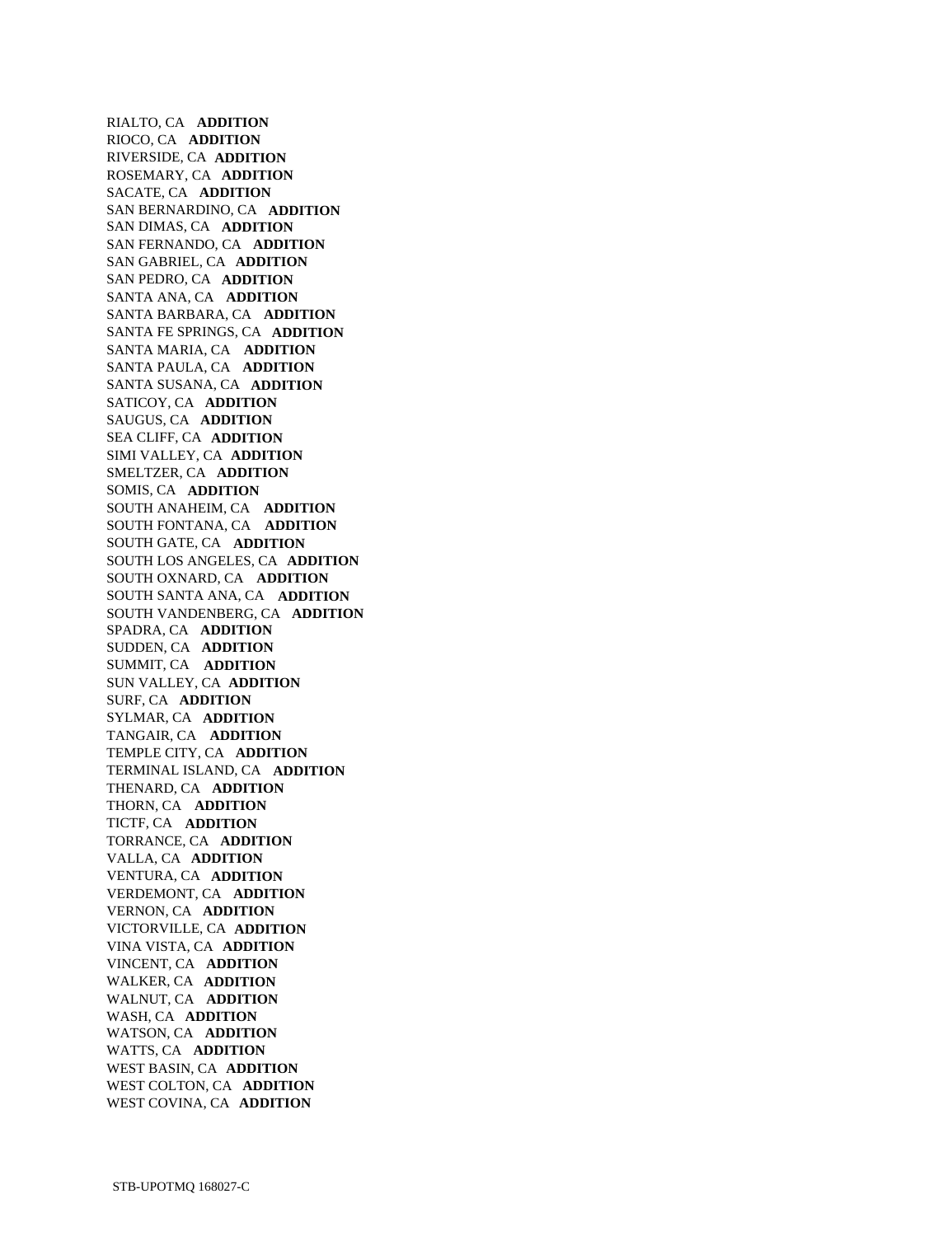RIALTO, CA **ADDITION**
RIOCO, CA **ADDITION**
RIVERSIDE, CA **ADDITION**
ROSEMARY, CA **ADDITION**
SACATE, CA **ADDITION**
SAN BERNARDINO, CA **ADDITION**
SAN DIMAS, CA **ADDITION**
SAN FERNANDO, CA **ADDITION**
SAN GABRIEL, CA **ADDITION**
SAN PEDRO, CA **ADDITION**
SANTA ANA, CA **ADDITION**
SANTA BARBARA, CA **ADDITION**
SANTA FE SPRINGS, CA **ADDITION**
SANTA MARIA, CA **ADDITION**
SANTA PAULA, CA **ADDITION**
SANTA SUSANA, CA **ADDITION**
SATICOY, CA **ADDITION**
SAUGUS, CA **ADDITION**
SEA CLIFF, CA **ADDITION**
SIMI VALLEY, CA **ADDITION**
SMELTZER, CA **ADDITION**
SOMIS, CA **ADDITION**
SOUTH ANAHEIM, CA **ADDITION**
SOUTH FONTANA, CA **ADDITION**
SOUTH GATE, CA **ADDITION**
SOUTH LOS ANGELES, CA **ADDITION**
SOUTH OXNARD, CA **ADDITION**
SOUTH SANTA ANA, CA **ADDITION**
SOUTH VANDENBERG, CA **ADDITION**
SPADRA, CA **ADDITION**
SUDDEN, CA **ADDITION**
SUMMIT, CA **ADDITION**
SUN VALLEY, CA **ADDITION**
SURF, CA **ADDITION**
SYLMAR, CA **ADDITION**
TANGAIR, CA **ADDITION**
TEMPLE CITY, CA **ADDITION**
TERMINAL ISLAND, CA **ADDITION**
THENARD, CA **ADDITION**
THORN, CA **ADDITION**
TICTF, CA **ADDITION**
TORRANCE, CA **ADDITION**
VALLA, CA **ADDITION**
VENTURA, CA **ADDITION**
VERDEMONT, CA **ADDITION**
VERNON, CA **ADDITION**
VICTORVILLE, CA **ADDITION**
VINA VISTA, CA **ADDITION**
VINCENT, CA **ADDITION**
WALKER, CA **ADDITION**
WALNUT, CA **ADDITION**
WASH, CA **ADDITION**
WATSON, CA **ADDITION**
WATTS, CA **ADDITION**
WEST BASIN, CA **ADDITION**
WEST COLTON, CA **ADDITION**
WEST COVINA, CA **ADDITION**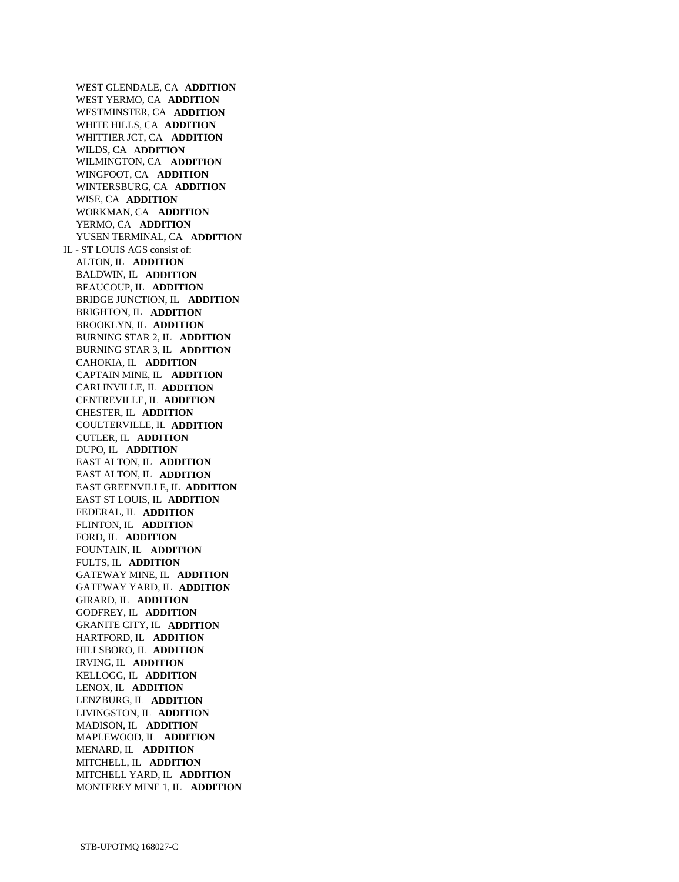WEST GLENDALE, CA **ADDITION**
WEST YERMO, CA **ADDITION**
WESTMINSTER, CA **ADDITION**
WHITE HILLS, CA **ADDITION**
WHITTIER JCT, CA **ADDITION**
WILDS, CA **ADDITION**
WILMINGTON, CA **ADDITION**
WINGFOOT, CA **ADDITION**
WINTERSBURG, CA **ADDITION**
WISE, CA **ADDITION**
WORKMAN, CA **ADDITION**
YERMO, CA **ADDITION**
YUSEN TERMINAL, CA **ADDITION**

IL - ST LOUIS AGS consist of:
ALTON, IL **ADDITION**
BALDWIN, IL **ADDITION**
BEAUCOUP, IL **ADDITION**
BRIDGE JUNCTION, IL **ADDITION**
BRIGHTON, IL **ADDITION**
BROOKLYN, IL **ADDITION**
BURNING STAR 2, IL **ADDITION**
BURNING STAR 3, IL **ADDITION**
CAHOKIA, IL **ADDITION**
CAPTAIN MINE, IL **ADDITION**
CARLINVILLE, IL **ADDITION**
CENTREVILLE, IL **ADDITION**
CHESTER, IL **ADDITION**
COULTERVILLE, IL **ADDITION**
CUTLER, IL **ADDITION**
DUPO, IL **ADDITION**
EAST ALTON, IL **ADDITION**
EAST ALTON, IL **ADDITION**
EAST GREENVILLE, IL **ADDITION**
EAST ST LOUIS, IL **ADDITION**
FEDERAL, IL **ADDITION**
FLINTON, IL **ADDITION**
FORD, IL **ADDITION**
FOUNTAIN, IL **ADDITION**
FULTS, IL **ADDITION**
GATEWAY MINE, IL **ADDITION**
GATEWAY YARD, IL **ADDITION**
GIRARD, IL **ADDITION**
GODFREY, IL **ADDITION**
GRANITE CITY, IL **ADDITION**
HARTFORD, IL **ADDITION**
HILLSBORO, IL **ADDITION**
IRVING, IL **ADDITION**
KELLOGG, IL **ADDITION**
LENOX, IL **ADDITION**
LENZBURG, IL **ADDITION**
LIVINGSTON, IL **ADDITION**
MADISON, IL **ADDITION**
MAPLEWOOD, IL **ADDITION**
MENARD, IL **ADDITION**
MITCHELL, IL **ADDITION**
MITCHELL YARD, IL **ADDITION**
MONTEREY MINE 1, IL **ADDITION**

STB-UPOTMQ 168027-C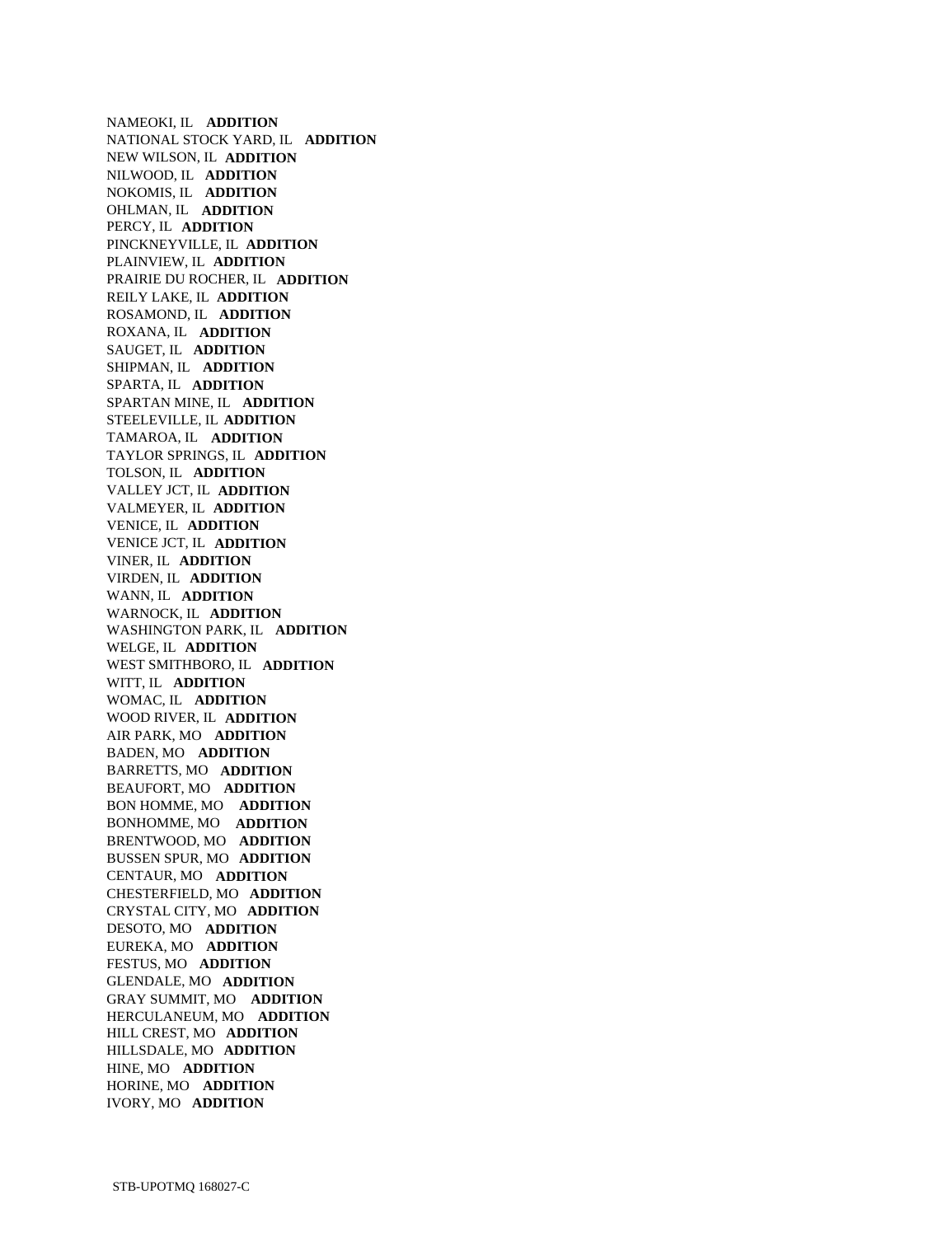NAMEOKI, IL **ADDITION**
NATIONAL STOCK YARD, IL **ADDITION**
NEW WILSON, IL **ADDITION**
NILWOOD, IL **ADDITION**
NOKOMIS, IL **ADDITION**
OHLMAN, IL **ADDITION**
PERCY, IL **ADDITION**
PINCKNEYVILLE, IL **ADDITION**
PLAINVIEW, IL **ADDITION**
PRAIRIE DU ROCHER, IL **ADDITION**
REILY LAKE, IL **ADDITION**
ROSAMOND, IL **ADDITION**
ROXANA, IL **ADDITION**
SAUGET, IL **ADDITION**
SHIPMAN, IL **ADDITION**
SPARTA, IL **ADDITION**
SPARTAN MINE, IL **ADDITION**
STEELEVILLE, IL **ADDITION**
TAMAROA, IL **ADDITION**
TAYLOR SPRINGS, IL **ADDITION**
TOLSON, IL **ADDITION**
VALLEY JCT, IL **ADDITION**
VALMEYER, IL **ADDITION**
VENICE, IL **ADDITION**
VENICE JCT, IL **ADDITION**
VINER, IL **ADDITION**
VIRDEN, IL **ADDITION**
WANN, IL **ADDITION**
WARNOCK, IL **ADDITION**
WASHINGTON PARK, IL **ADDITION**
WELGE, IL **ADDITION**
WEST SMITHBORO, IL **ADDITION**
WITT, IL **ADDITION**
WOMAC, IL **ADDITION**
WOOD RIVER, IL **ADDITION**
AIR PARK, MO **ADDITION**
BADEN, MO **ADDITION**
BARRETTS, MO **ADDITION**
BEAUFORT, MO **ADDITION**
BON HOMME, MO **ADDITION**
BONHOMME, MO **ADDITION**
BRENTWOOD, MO **ADDITION**
BUSSEN SPUR, MO **ADDITION**
CENTAUR, MO **ADDITION**
CHESTERFIELD, MO **ADDITION**
CRYSTAL CITY, MO **ADDITION**
DESOTO, MO **ADDITION**
EUREKA, MO **ADDITION**
FESTUS, MO **ADDITION**
GLENDALE, MO **ADDITION**
GRAY SUMMIT, MO **ADDITION**
HERCULANEUM, MO **ADDITION**
HILL CREST, MO **ADDITION**
HILLSDALE, MO **ADDITION**
HINE, MO **ADDITION**
HORINE, MO **ADDITION**
IVORY, MO **ADDITION**

STB-UPOTMQ 168027-C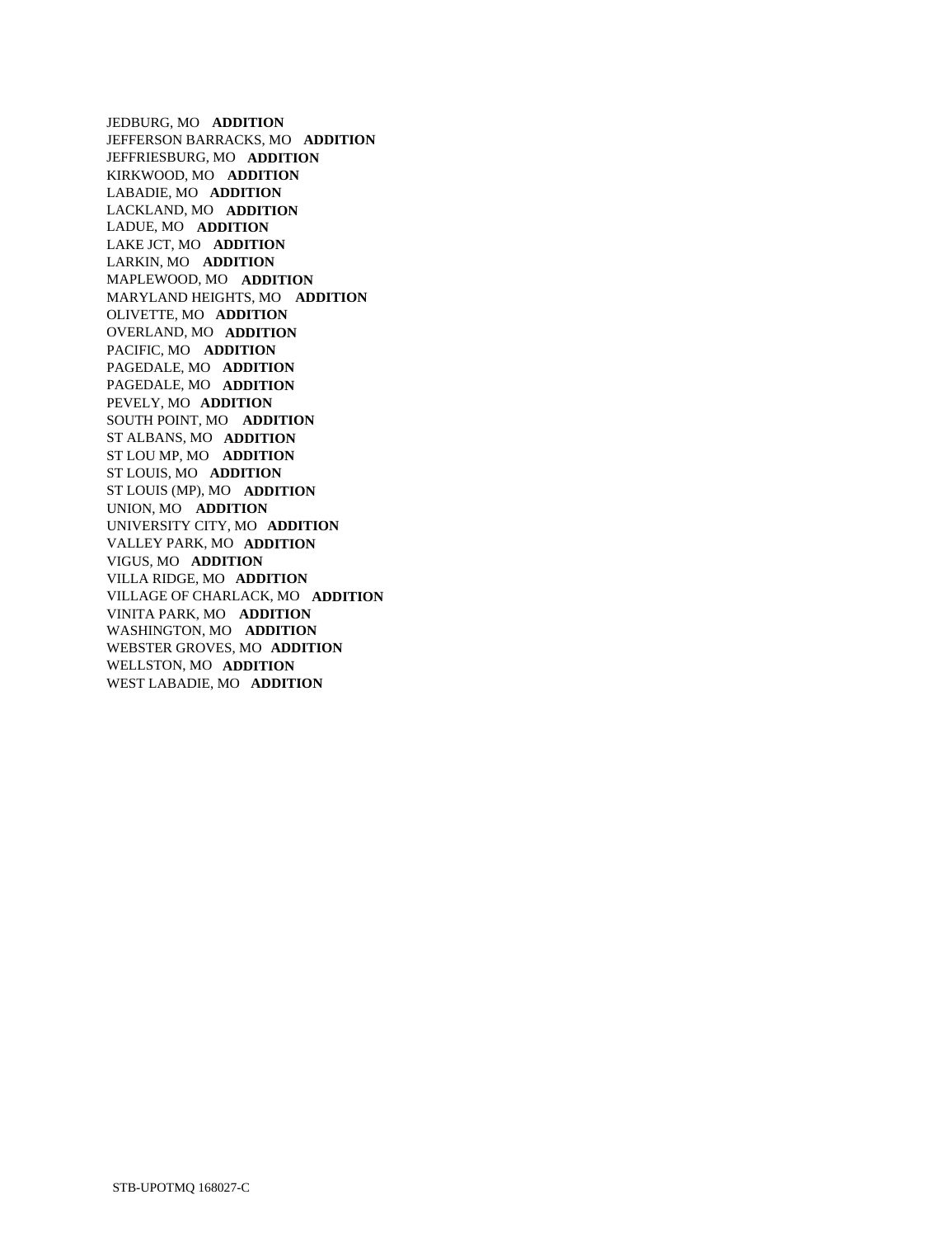JEDBURG, MO **ADDITION**
JEFFERSON BARRACKS, MO **ADDITION**
JEFFRIESBURG, MO **ADDITION**
KIRKWOOD, MO **ADDITION**
LABADIE, MO **ADDITION**
LACKLAND, MO **ADDITION**
LADUE, MO **ADDITION**
LAKE JCT, MO **ADDITION**
LARKIN, MO **ADDITION**
MAPLEWOOD, MO **ADDITION**
MARYLAND HEIGHTS, MO **ADDITION**
OLIVETTE, MO **ADDITION**
OVERLAND, MO **ADDITION**
PACIFIC, MO **ADDITION**
PAGEDALE, MO **ADDITION**
PAGEDALE, MO **ADDITION**
PEVELY, MO **ADDITION**
SOUTH POINT, MO **ADDITION**
ST ALBANS, MO **ADDITION**
ST LOU MP, MO **ADDITION**
ST LOUIS, MO **ADDITION**
ST LOUIS (MP), MO **ADDITION**
UNION, MO **ADDITION**
UNIVERSITY CITY, MO **ADDITION**
VALLEY PARK, MO **ADDITION**
VIGUS, MO **ADDITION**
VILLA RIDGE, MO **ADDITION**
VILLAGE OF CHARLACK, MO **ADDITION**
VINITA PARK, MO **ADDITION**
WASHINGTON, MO **ADDITION**
WEBSTER GROVES, MO **ADDITION**
WELLSTON, MO **ADDITION**
WEST LABADIE, MO **ADDITION**

STB-UPOTMQ 168027-C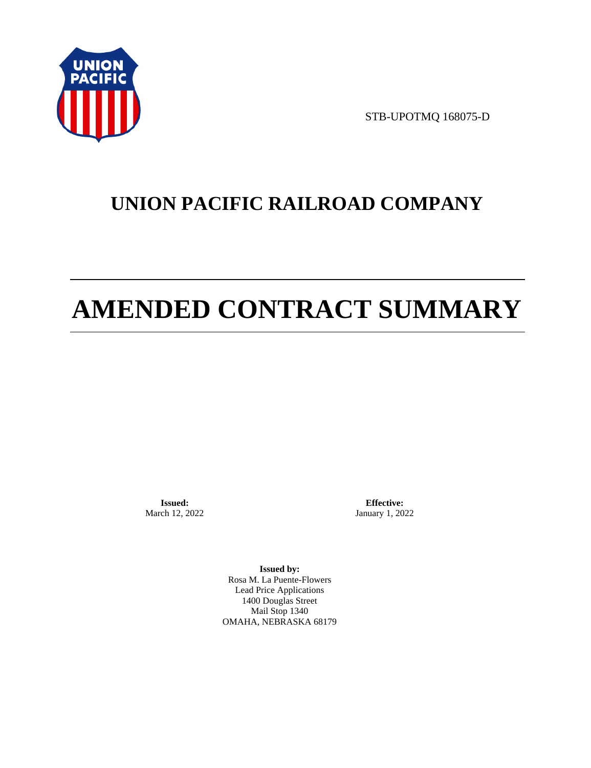STB-UPOTMQ 168075-D

# UNION PACIFIC RAILROAD COMPANY

# AMENDED CONTRACT SUMMARY

**Issued:**
March 12, 2022

**Effective:**
January 1, 2022

**Issued by:**
Rosa M. La Puente-Flowers
Lead Price Applications
1400 Douglas Street
Mail Stop 1340
OMAHA, NEBRASKA 68179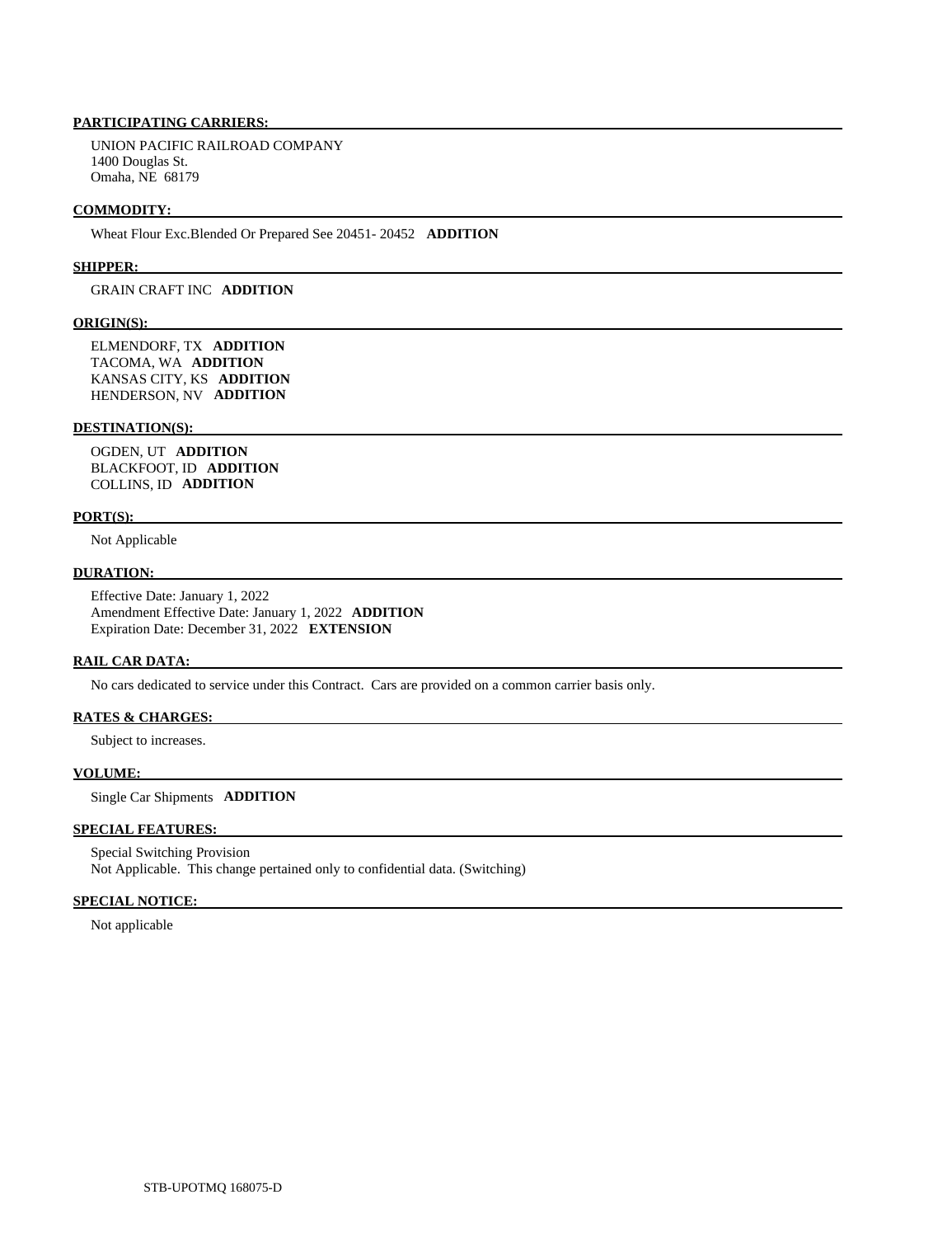**PARTICIPATING CARRIERS:**

UNION PACIFIC RAILROAD COMPANY
1400 Douglas St.
Omaha, NE 68179

**COMMODITY:**

Wheat Flour Exc.Blended Or Prepared See 20451- 20452 **ADDITION**

**SHIPPER:**

GRAIN CRAFT INC **ADDITION**

**ORIGIN(S):**

ELMENDORF, TX **ADDITION**
TACOMA, WA **ADDITION**
KANSAS CITY, KS **ADDITION**
HENDERSON, NV **ADDITION**

**DESTINATION(S):**

OGDEN, UT **ADDITION**
BLACKFOOT, ID **ADDITION**
COLLINS, ID **ADDITION**

**PORT(S):**

Not Applicable

**DURATION:**

Effective Date: January 1, 2022
Amendment Effective Date: January 1, 2022 **ADDITION**
Expiration Date: December 31, 2022 **EXTENSION**

**RAIL CAR DATA:**

No cars dedicated to service under this Contract. Cars are provided on a common carrier basis only.

**RATES & CHARGES:**

Subject to increases.

**VOLUME:**

Single Car Shipments **ADDITION**

**SPECIAL FEATURES:**

Special Switching Provision
Not Applicable. This change pertained only to confidential data. (Switching)

**SPECIAL NOTICE:**

Not applicable

STB-UPOTMQ 168075-D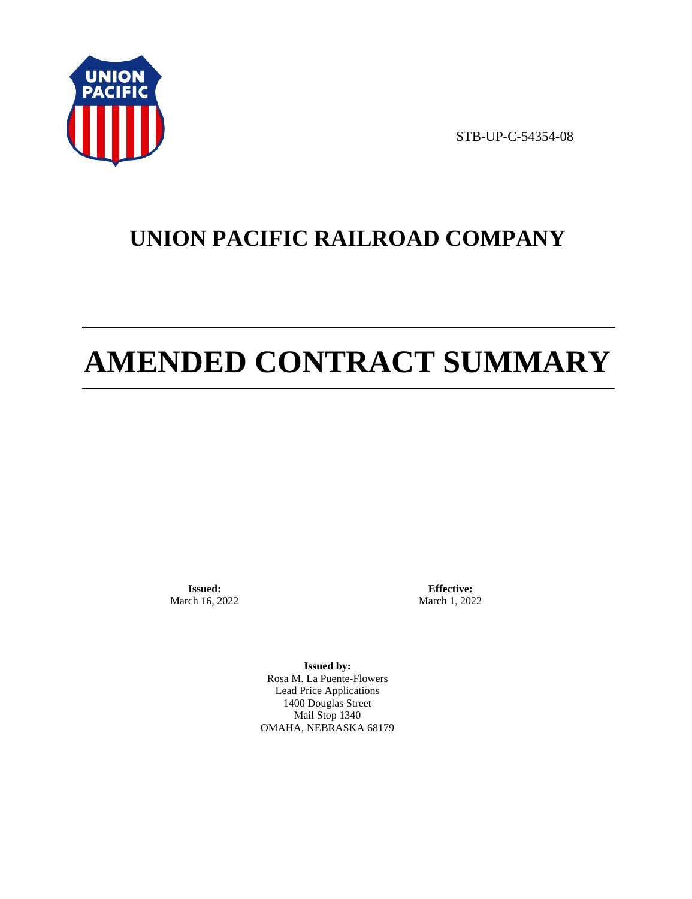STB-UP-C-54354-08

# UNION PACIFIC RAILROAD COMPANY

# AMENDED CONTRACT SUMMARY

**Issued:**
March 16, 2022

**Effective:**
March 1, 2022

**Issued by:**
Rosa M. La Puente-Flowers
Lead Price Applications
1400 Douglas Street
Mail Stop 1340
OMAHA, NEBRASKA 68179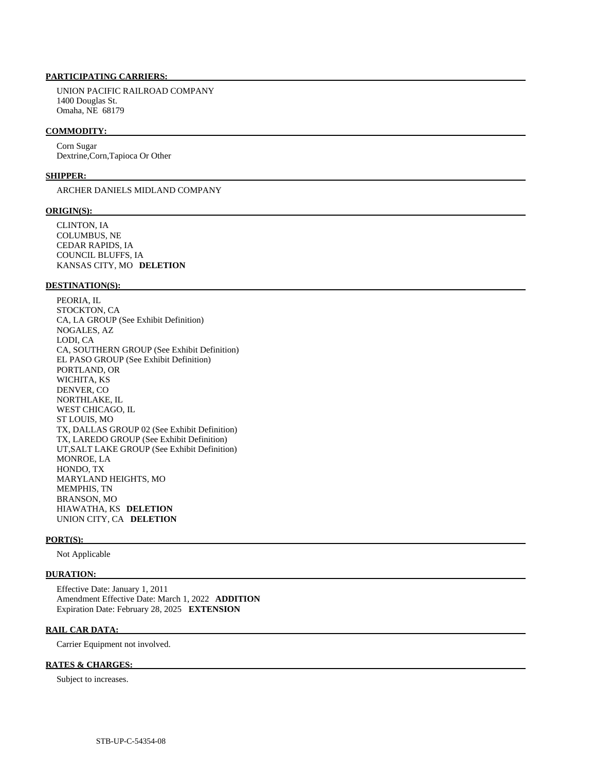**PARTICIPATING CARRIERS:**

UNION PACIFIC RAILROAD COMPANY
1400 Douglas St.
Omaha, NE 68179

**COMMODITY:**

Corn Sugar
Dextrine,Corn,Tapioca Or Other

**SHIPPER:**

ARCHER DANIELS MIDLAND COMPANY

**ORIGIN(S):**

CLINTON, IA
COLUMBUS, NE
CEDAR RAPIDS, IA
COUNCIL BLUFFS, IA
KANSAS CITY, MO **DELETION**

**DESTINATION(S):**

PEORIA, IL
STOCKTON, CA
CA, LA GROUP (See Exhibit Definition)
NOGALES, AZ
LODI, CA
CA, SOUTHERN GROUP (See Exhibit Definition)
EL PASO GROUP (See Exhibit Definition)
PORTLAND, OR
WICHITA, KS
DENVER, CO
NORTHLAKE, IL
WEST CHICAGO, IL
ST LOUIS, MO
TX, DALLAS GROUP 02 (See Exhibit Definition)
TX, LAREDO GROUP (See Exhibit Definition)
UT,SALT LAKE GROUP (See Exhibit Definition)
MONROE, LA
HONDO, TX
MARYLAND HEIGHTS, MO
MEMPHIS, TN
BRANSON, MO
HIAWATHA, KS **DELETION**
UNION CITY, CA **DELETION**

**PORT(S):**

Not Applicable

**DURATION:**

Effective Date: January 1, 2011
Amendment Effective Date: March 1, 2022 **ADDITION**
Expiration Date: February 28, 2025 **EXTENSION**

**RAIL CAR DATA:**

Carrier Equipment not involved.

**RATES & CHARGES:**

Subject to increases.

STB-UP-C-54354-08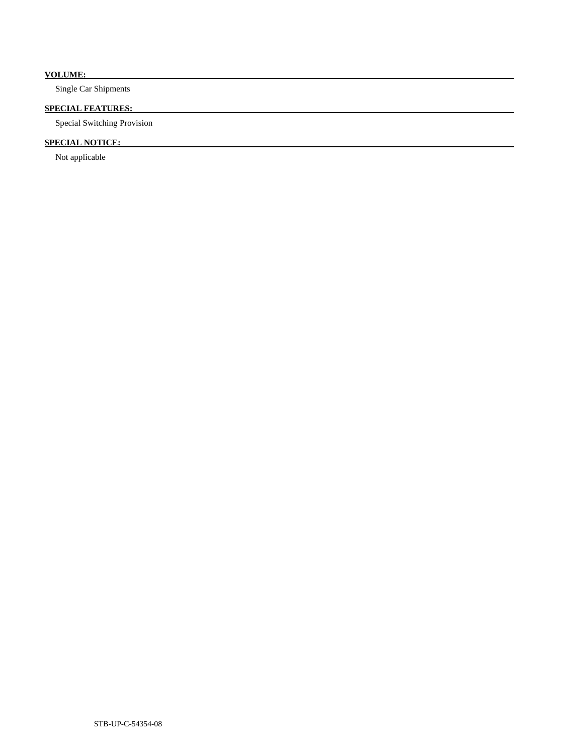**VOLUME:**

Single Car Shipments

**SPECIAL FEATURES:**

Special Switching Provision

**SPECIAL NOTICE:**

Not applicable

STB-UP-C-54354-08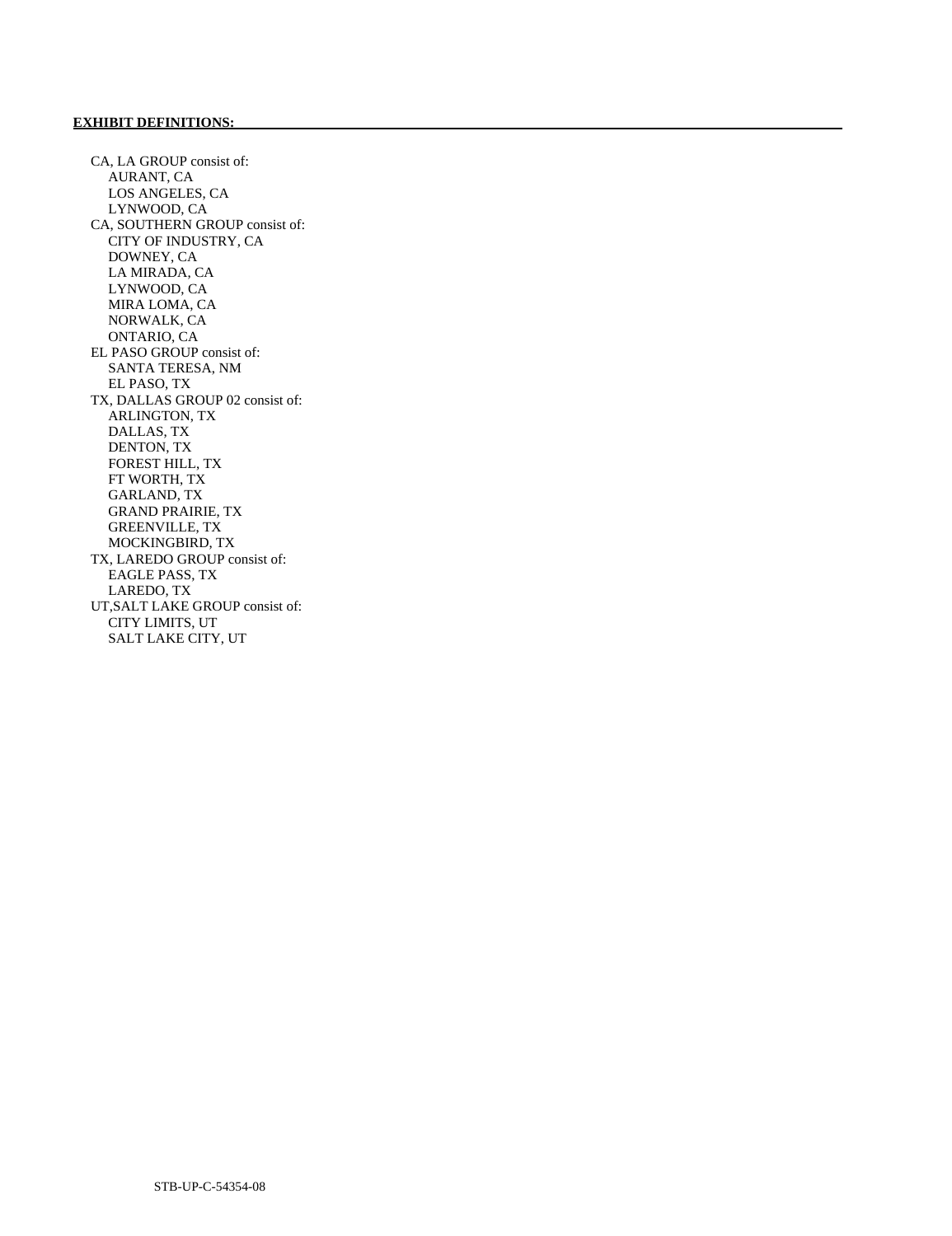**EXHIBIT DEFINITIONS:**

CA, LA GROUP consist of:
- AURANT, CA
- LOS ANGELES, CA
- LYNWOOD, CA

CA, SOUTHERN GROUP consist of:
- CITY OF INDUSTRY, CA
- DOWNEY, CA
- LA MIRADA, CA
- LYNWOOD, CA
- MIRA LOMA, CA
- NORWALK, CA
- ONTARIO, CA

EL PASO GROUP consist of:
- SANTA TERESA, NM
- EL PASO, TX

TX, DALLAS GROUP 02 consist of:
- ARLINGTON, TX
- DALLAS, TX
- DENTON, TX
- FOREST HILL, TX
- FT WORTH, TX
- GARLAND, TX
- GRAND PRAIRIE, TX
- GREENVILLE, TX
- MOCKINGBIRD, TX

TX, LAREDO GROUP consist of:
- EAGLE PASS, TX
- LAREDO, TX

UT,SALT LAKE GROUP consist of:
- CITY LIMITS, UT
- SALT LAKE CITY, UT

STB-UP-C-54354-08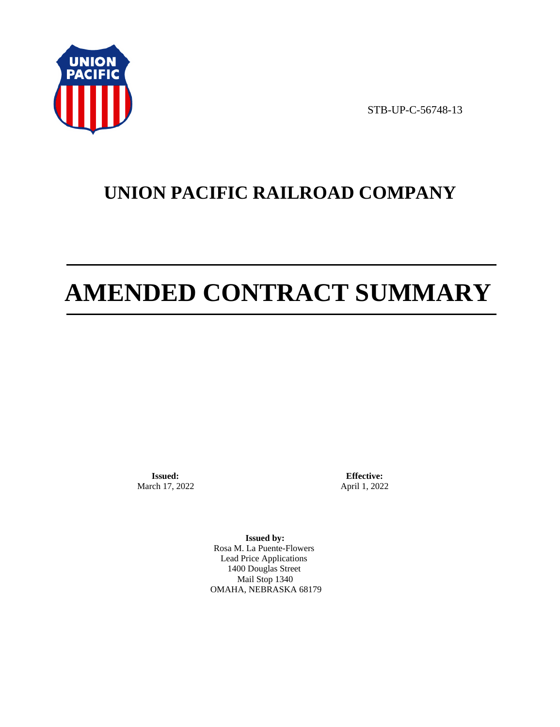STB-UP-C-56748-13

# UNION PACIFIC RAILROAD COMPANY

# AMENDED CONTRACT SUMMARY

**Issued:**
March 17, 2022

**Effective:**
April 1, 2022

**Issued by:**
Rosa M. La Puente-Flowers
Lead Price Applications
1400 Douglas Street
Mail Stop 1340
OMAHA, NEBRASKA 68179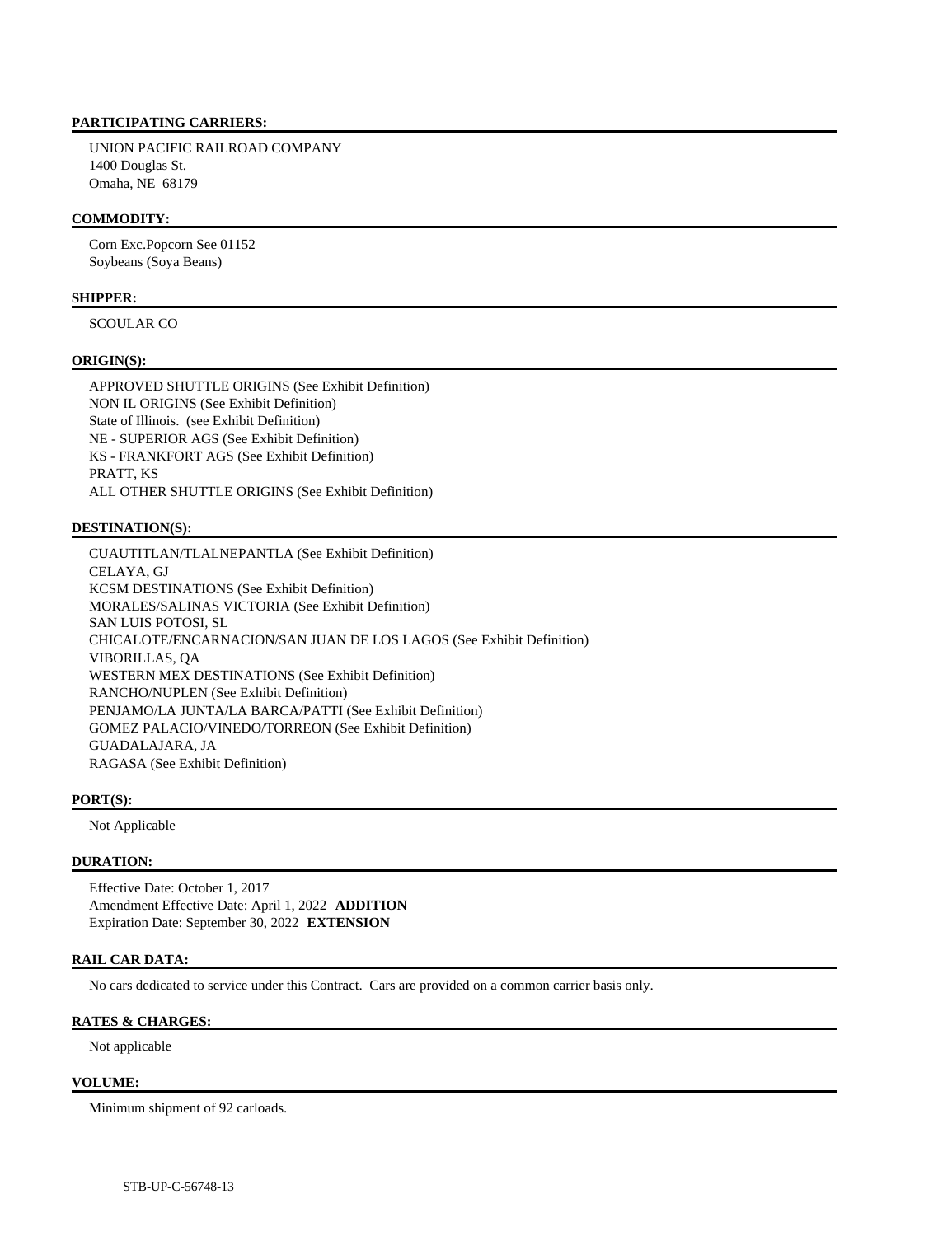**PARTICIPATING CARRIERS:**

UNION PACIFIC RAILROAD COMPANY
1400 Douglas St.
Omaha, NE 68179

**COMMODITY:**

Corn Exc.Popcorn See 01152
Soybeans (Soya Beans)

**SHIPPER:**

SCOULAR CO

**ORIGIN(S):**

APPROVED SHUTTLE ORIGINS (See Exhibit Definition)
NON IL ORIGINS (See Exhibit Definition)
State of Illinois. (see Exhibit Definition)
NE - SUPERIOR AGS (See Exhibit Definition)
KS - FRANKFORT AGS (See Exhibit Definition)
PRATT, KS
ALL OTHER SHUTTLE ORIGINS (See Exhibit Definition)

**DESTINATION(S):**

CUAUTITLAN/TLALNEPANTLA (See Exhibit Definition)
CELAYA, GJ
KCSM DESTINATIONS (See Exhibit Definition)
MORALES/SALINAS VICTORIA (See Exhibit Definition)
SAN LUIS POTOSI, SL
CHICALOTE/ENCARNACION/SAN JUAN DE LOS LAGOS (See Exhibit Definition)
VIBORILLAS, QA
WESTERN MEX DESTINATIONS (See Exhibit Definition)
RANCHO/NUPLEN (See Exhibit Definition)
PENJAMO/LA JUNTA/LA BARCA/PATTI (See Exhibit Definition)
GOMEZ PALACIO/VINEDO/TORREON (See Exhibit Definition)
GUADALAJARA, JA
RAGASA (See Exhibit Definition)

**PORT(S):**

Not Applicable

**DURATION:**

Effective Date: October 1, 2017
Amendment Effective Date: April 1, 2022 **ADDITION**
Expiration Date: September 30, 2022 **EXTENSION**

**RAIL CAR DATA:**

No cars dedicated to service under this Contract. Cars are provided on a common carrier basis only.

**RATES & CHARGES:**

Not applicable

**VOLUME:**

Minimum shipment of 92 carloads.

STB-UP-C-56748-13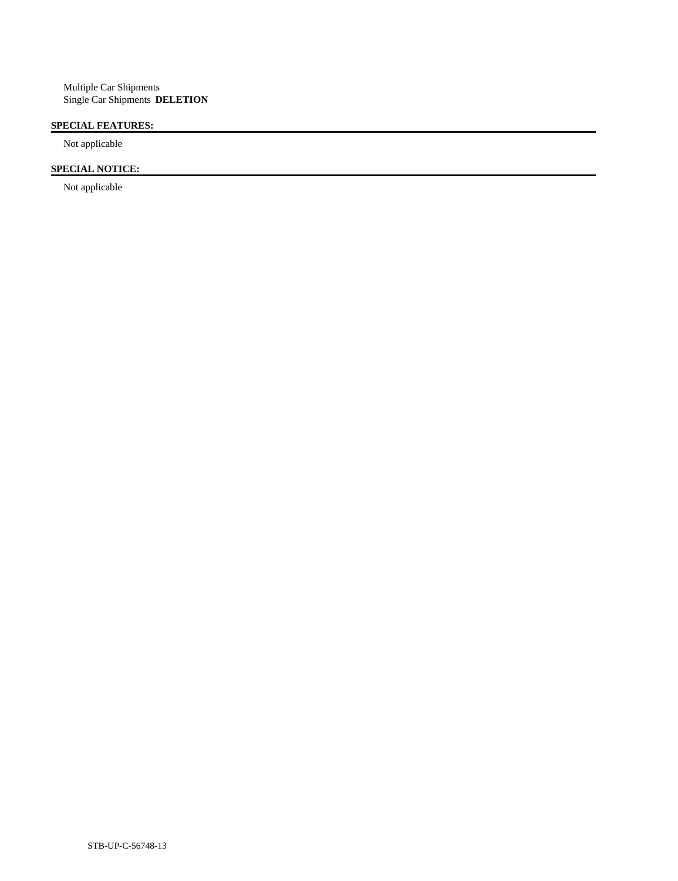Multiple Car Shipments
Single Car Shipments **DELETION**

**SPECIAL FEATURES:**

Not applicable

**SPECIAL NOTICE:**

Not applicable

STB-UP-C-56748-13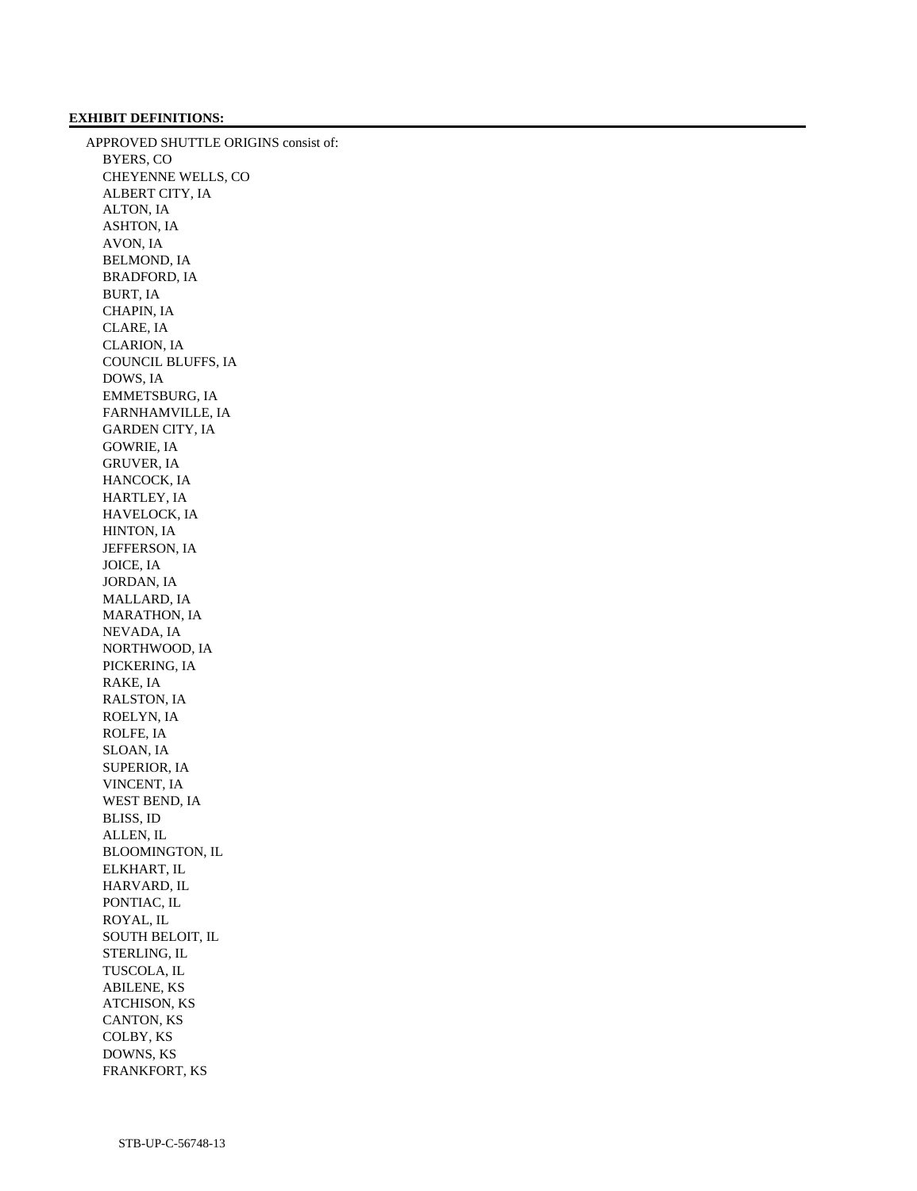**EXHIBIT DEFINITIONS:**

APPROVED SHUTTLE ORIGINS consist of:

- BYERS, CO
- CHEYENNE WELLS, CO
- ALBERT CITY, IA
- ALTON, IA
- ASHTON, IA
- AVON, IA
- BELMOND, IA
- BRADFORD, IA
- BURT, IA
- CHAPIN, IA
- CLARE, IA
- CLARION, IA
- COUNCIL BLUFFS, IA
- DOWS, IA
- EMMETSBURG, IA
- FARNHAMVILLE, IA
- GARDEN CITY, IA
- GOWRIE, IA
- GRUVER, IA
- HANCOCK, IA
- HARTLEY, IA
- HAVELOCK, IA
- HINTON, IA
- JEFFERSON, IA
- JOICE, IA
- JORDAN, IA
- MALLARD, IA
- MARATHON, IA
- NEVADA, IA
- NORTHWOOD, IA
- PICKERING, IA
- RAKE, IA
- RALSTON, IA
- ROELYN, IA
- ROLFE, IA
- SLOAN, IA
- SUPERIOR, IA
- VINCENT, IA
- WEST BEND, IA
- BLISS, ID
- ALLEN, IL
- BLOOMINGTON, IL
- ELKHART, IL
- HARVARD, IL
- PONTIAC, IL
- ROYAL, IL
- SOUTH BELOIT, IL
- STERLING, IL
- TUSCOLA, IL
- ABILENE, KS
- ATCHISON, KS
- CANTON, KS
- COLBY, KS
- DOWNS, KS
- FRANKFORT, KS

STB-UP-C-56748-13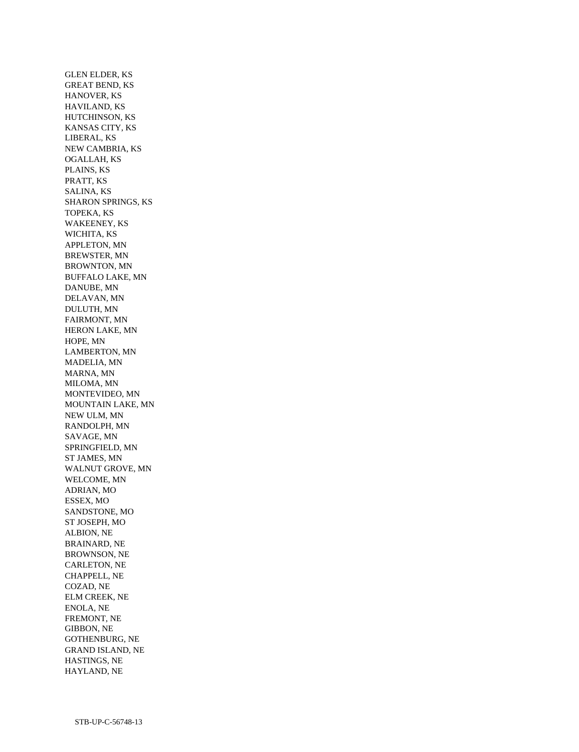GLEN ELDER, KS
GREAT BEND, KS
HANOVER, KS
HAVILAND, KS
HUTCHINSON, KS
KANSAS CITY, KS
LIBERAL, KS
NEW CAMBRIA, KS
OGALLAH, KS
PLAINS, KS
PRATT, KS
SALINA, KS
SHARON SPRINGS, KS
TOPEKA, KS
WAKEENEY, KS
WICHITA, KS
APPLETON, MN
BREWSTER, MN
BROWNTON, MN
BUFFALO LAKE, MN
DANUBE, MN
DELAVAN, MN
DULUTH, MN
FAIRMONT, MN
HERON LAKE, MN
HOPE, MN
LAMBERTON, MN
MADELIA, MN
MARNA, MN
MILOMA, MN
MONTEVIDEO, MN
MOUNTAIN LAKE, MN
NEW ULM, MN
RANDOLPH, MN
SAVAGE, MN
SPRINGFIELD, MN
ST JAMES, MN
WALNUT GROVE, MN
WELCOME, MN
ADRIAN, MO
ESSEX, MO
SANDSTONE, MO
ST JOSEPH, MO
ALBION, NE
BRAINARD, NE
BROWNSON, NE
CARLETON, NE
CHAPPELL, NE
COZAD, NE
ELM CREEK, NE
ENOLA, NE
FREMONT, NE
GIBBON, NE
GOTHENBURG, NE
GRAND ISLAND, NE
HASTINGS, NE
HAYLAND, NE

STB-UP-C-56748-13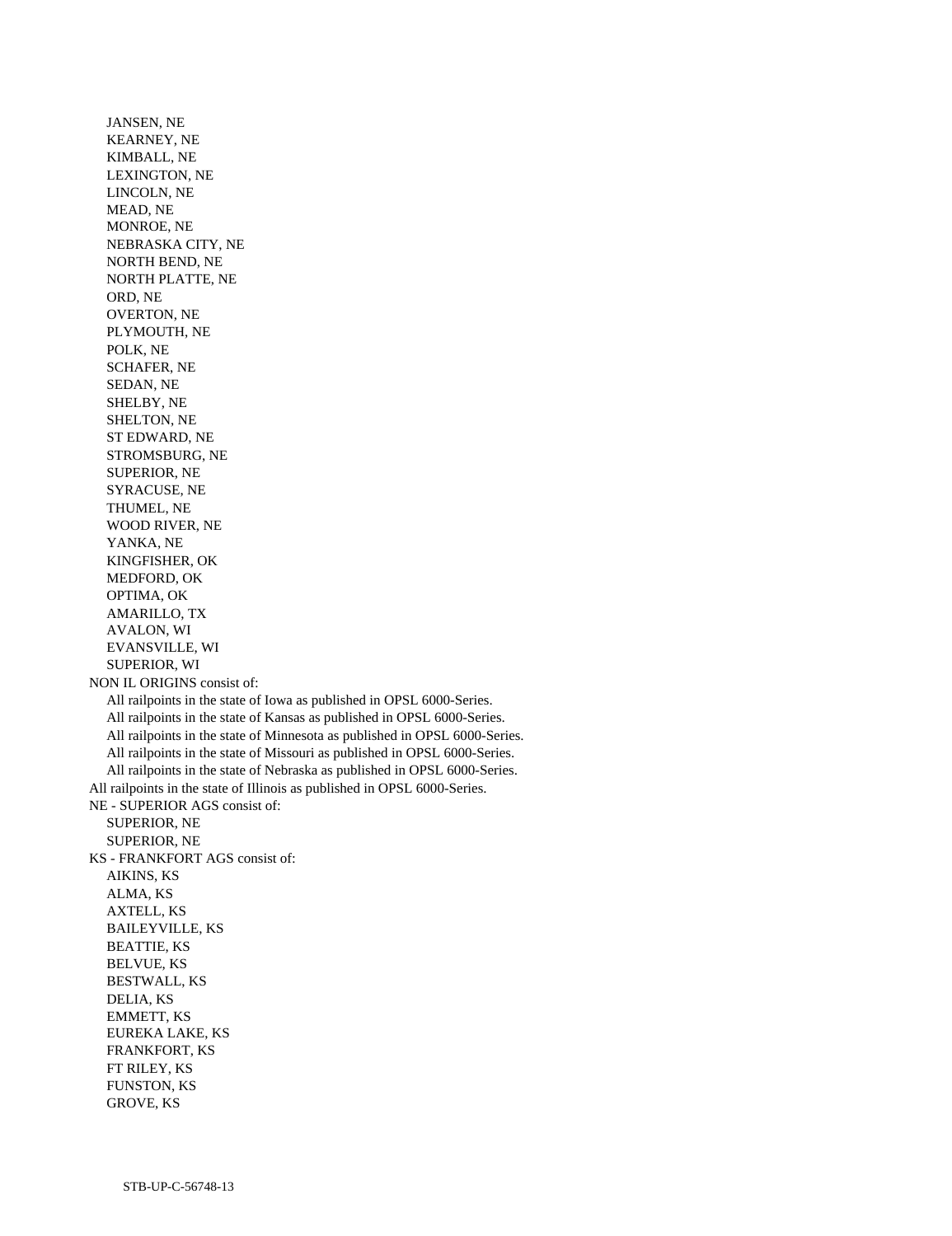JANSEN, NE
KEARNEY, NE
KIMBALL, NE
LEXINGTON, NE
LINCOLN, NE
MEAD, NE
MONROE, NE
NEBRASKA CITY, NE
NORTH BEND, NE
NORTH PLATTE, NE
ORD, NE
OVERTON, NE
PLYMOUTH, NE
POLK, NE
SCHAFER, NE
SEDAN, NE
SHELBY, NE
SHELTON, NE
ST EDWARD, NE
STROMSBURG, NE
SUPERIOR, NE
SYRACUSE, NE
THUMEL, NE
WOOD RIVER, NE
YANKA, NE
KINGFISHER, OK
MEDFORD, OK
OPTIMA, OK
AMARILLO, TX
AVALON, WI
EVANSVILLE, WI
SUPERIOR, WI

NON IL ORIGINS consist of:

All railpoints in the state of Iowa as published in OPSL 6000-Series.
All railpoints in the state of Kansas as published in OPSL 6000-Series.
All railpoints in the state of Minnesota as published in OPSL 6000-Series.
All railpoints in the state of Missouri as published in OPSL 6000-Series.
All railpoints in the state of Nebraska as published in OPSL 6000-Series.

All railpoints in the state of Illinois as published in OPSL 6000-Series.

NE - SUPERIOR AGS consist of:

SUPERIOR, NE
SUPERIOR, NE

KS - FRANKFORT AGS consist of:

AIKINS, KS
ALMA, KS
AXTELL, KS
BAILEYVILLE, KS
BEATTIE, KS
BELVUE, KS
BESTWALL, KS
DELIA, KS
EMMETT, KS
EUREKA LAKE, KS
FRANKFORT, KS
FT RILEY, KS
FUNSTON, KS
GROVE, KS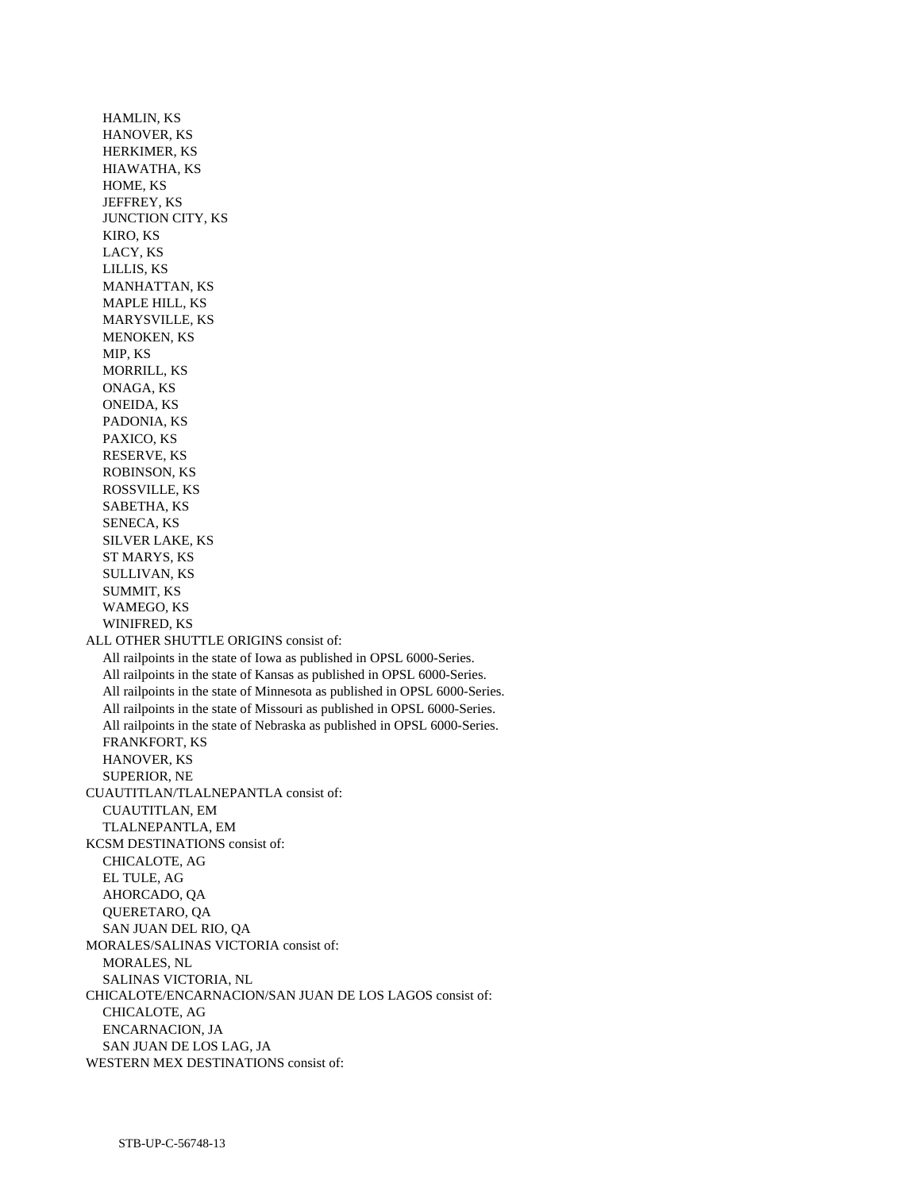HAMLIN, KS
HANOVER, KS
HERKIMER, KS
HIAWATHA, KS
HOME, KS
JEFFREY, KS
JUNCTION CITY, KS
KIRO, KS
LACY, KS
LILLIS, KS
MANHATTAN, KS
MAPLE HILL, KS
MARYSVILLE, KS
MENOKEN, KS
MIP, KS
MORRILL, KS
ONAGA, KS
ONEIDA, KS
PADONIA, KS
PAXICO, KS
RESERVE, KS
ROBINSON, KS
ROSSVILLE, KS
SABETHA, KS
SENECA, KS
SILVER LAKE, KS
ST MARYS, KS
SULLIVAN, KS
SUMMIT, KS
WAMEGO, KS
WINIFRED, KS

ALL OTHER SHUTTLE ORIGINS consist of:
All railpoints in the state of Iowa as published in OPSL 6000-Series.
All railpoints in the state of Kansas as published in OPSL 6000-Series.
All railpoints in the state of Minnesota as published in OPSL 6000-Series.
All railpoints in the state of Missouri as published in OPSL 6000-Series.
All railpoints in the state of Nebraska as published in OPSL 6000-Series.
FRANKFORT, KS
HANOVER, KS
SUPERIOR, NE

CUAUTITLAN/TLALNEPANTLA consist of:
CUAUTITLAN, EM
TLALNEPANTLA, EM

KCSM DESTINATIONS consist of:
CHICALOTE, AG
EL TULE, AG
AHORCADO, QA
QUERETARO, QA
SAN JUAN DEL RIO, QA

MORALES/SALINAS VICTORIA consist of:
MORALES, NL
SALINAS VICTORIA, NL

CHICALOTE/ENCARNACION/SAN JUAN DE LOS LAGOS consist of:
CHICALOTE, AG
ENCARNACION, JA
SAN JUAN DE LOS LAG, JA

WESTERN MEX DESTINATIONS consist of: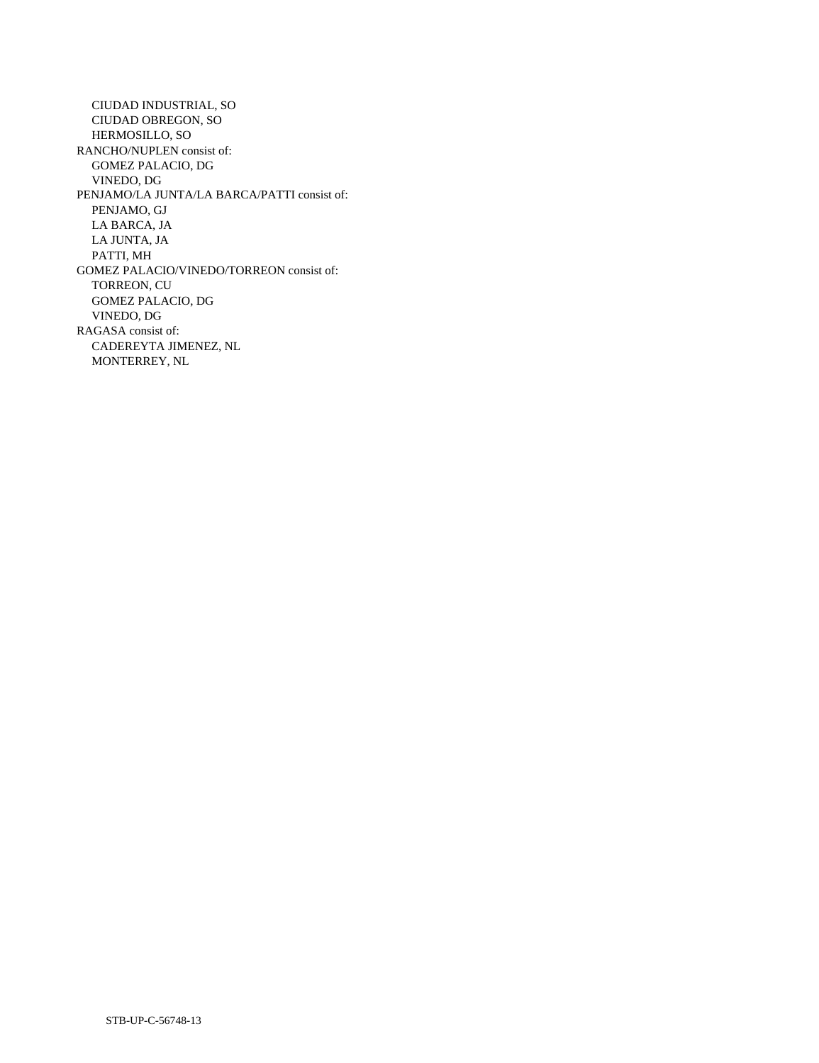CIUDAD INDUSTRIAL, SO
CIUDAD OBREGON, SO
HERMOSILLO, SO

RANCHO/NUPLEN consist of:
- GOMEZ PALACIO, DG
- VINEDO, DG

PENJAMO/LA JUNTA/LA BARCA/PATTI consist of:
- PENJAMO, GJ
- LA BARCA, JA
- LA JUNTA, JA
- PATTI, MH

GOMEZ PALACIO/VINEDO/TORREON consist of:
- TORREON, CU
- GOMEZ PALACIO, DG
- VINEDO, DG

RAGASA consist of:
- CADEREYTA JIMENEZ, NL
- MONTERREY, NL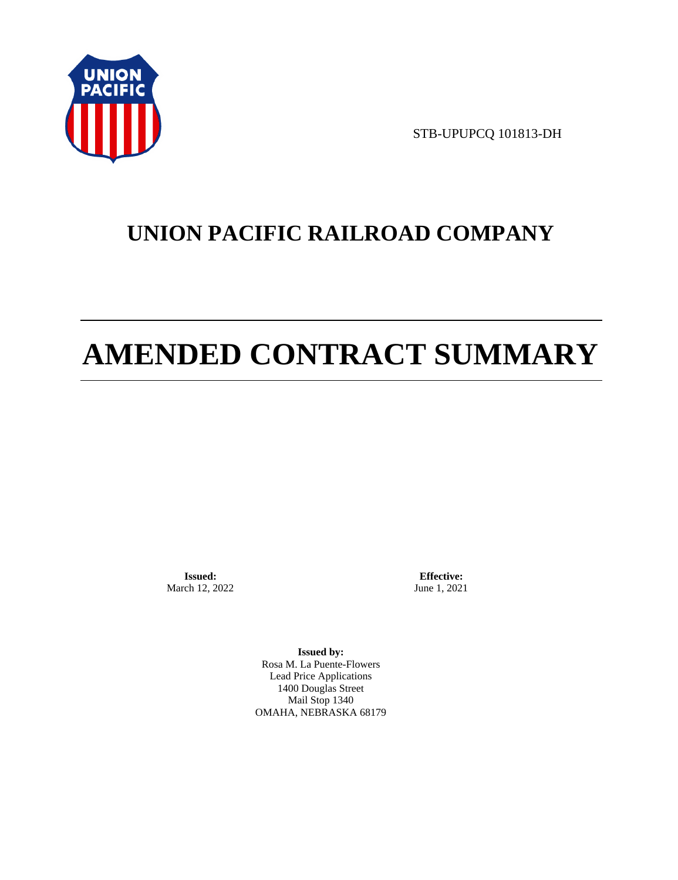STB-UPUPCQ 101813-DH

# UNION PACIFIC RAILROAD COMPANY

# AMENDED CONTRACT SUMMARY

**Issued:**
March 12, 2022

**Effective:**
June 1, 2021

**Issued by:**
Rosa M. La Puente-Flowers
Lead Price Applications
1400 Douglas Street
Mail Stop 1340
OMAHA, NEBRASKA 68179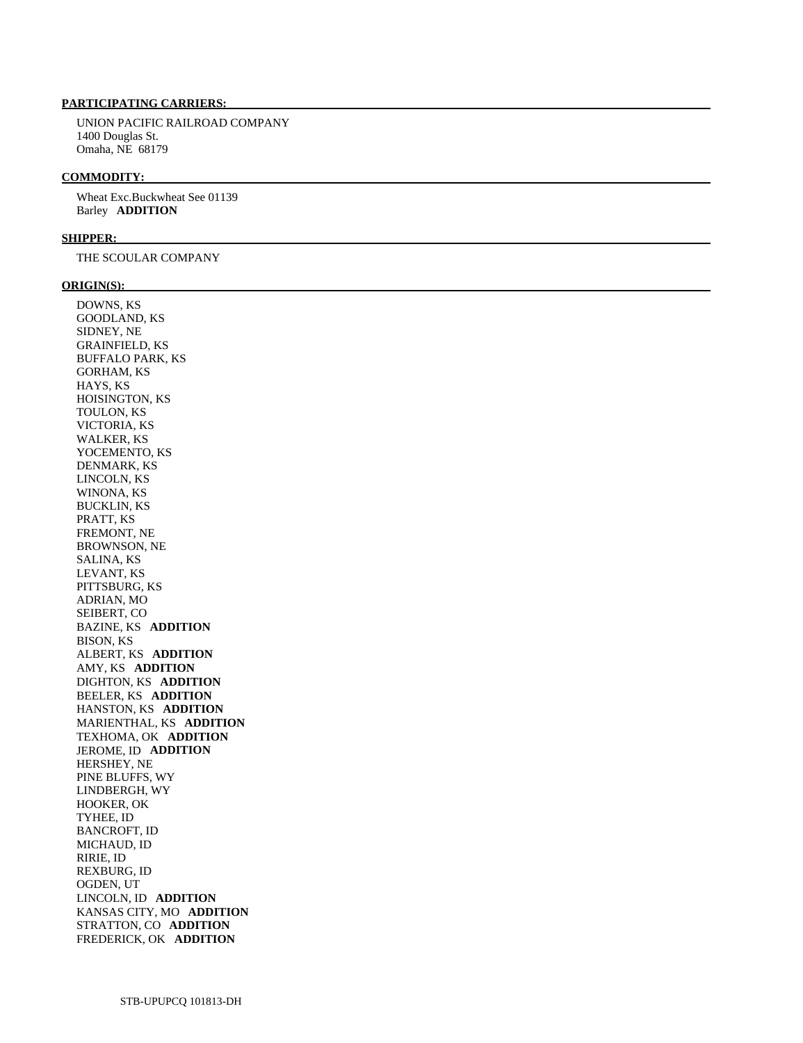**PARTICIPATING CARRIERS:**

UNION PACIFIC RAILROAD COMPANY
1400 Douglas St.
Omaha, NE 68179

**COMMODITY:**

Wheat Exc.Buckwheat See 01139
Barley **ADDITION**

**SHIPPER:**

THE SCOULAR COMPANY

**ORIGIN(S):**

DOWNS, KS
GOODLAND, KS
SIDNEY, NE
GRAINFIELD, KS
BUFFALO PARK, KS
GORHAM, KS
HAYS, KS
HOISINGTON, KS
TOULON, KS
VICTORIA, KS
WALKER, KS
YOCEMENTO, KS
DENMARK, KS
LINCOLN, KS
WINONA, KS
BUCKLIN, KS
PRATT, KS
FREMONT, NE
BROWNSON, NE
SALINA, KS
LEVANT, KS
PITTSBURG, KS
ADRIAN, MO
SEIBERT, CO
BAZINE, KS **ADDITION**
BISON, KS
ALBERT, KS **ADDITION**
AMY, KS **ADDITION**
DIGHTON, KS **ADDITION**
BEELER, KS **ADDITION**
HANSTON, KS **ADDITION**
MARIENTHAL, KS **ADDITION**
TEXHOMA, OK **ADDITION**
JEROME, ID **ADDITION**
HERSHEY, NE
PINE BLUFFS, WY
LINDBERGH, WY
HOOKER, OK
TYHEE, ID
BANCROFT, ID
MICHAUD, ID
RIRIE, ID
REXBURG, ID
OGDEN, UT
LINCOLN, ID **ADDITION**
KANSAS CITY, MO **ADDITION**
STRATTON, CO **ADDITION**
FREDERICK, OK **ADDITION**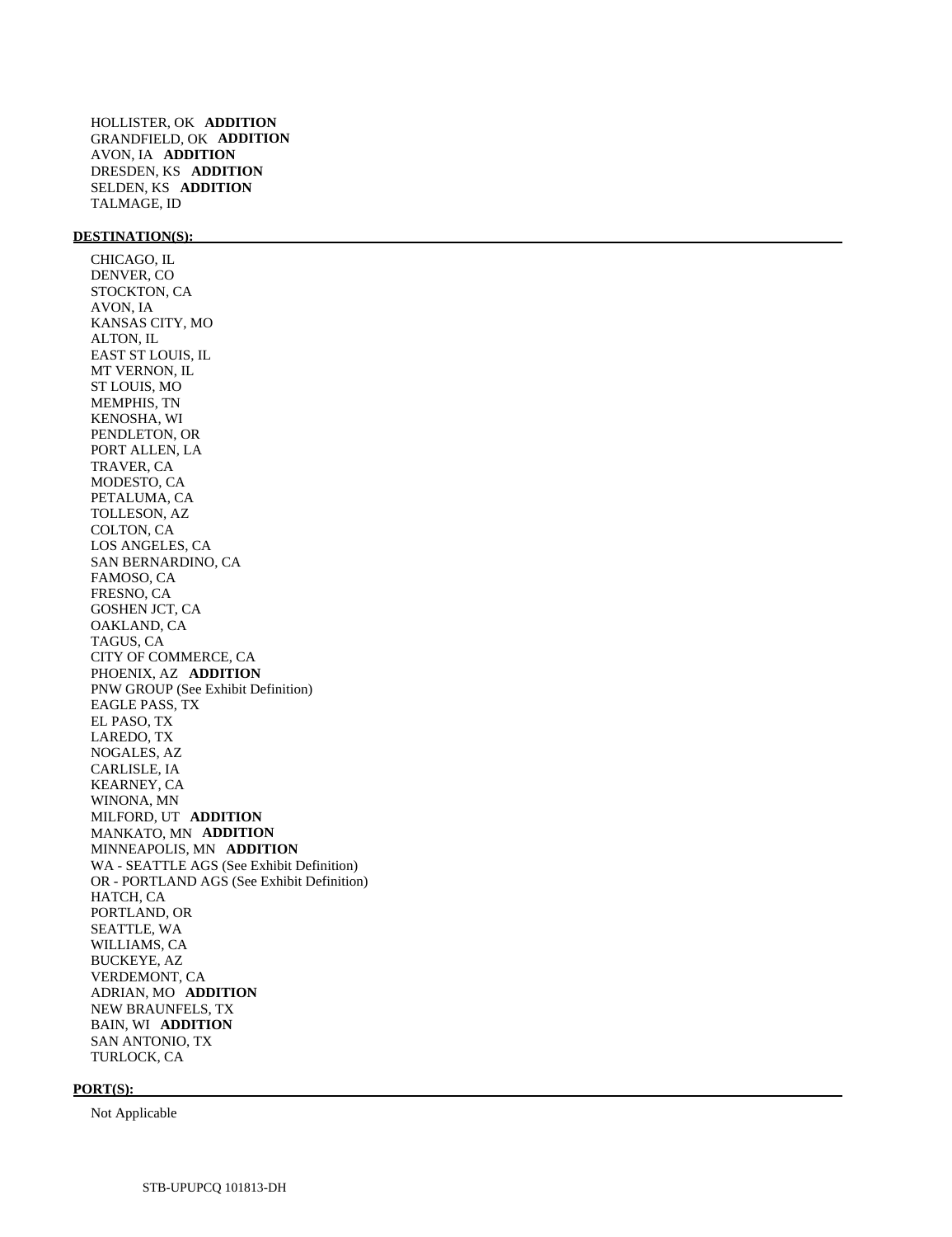HOLLISTER, OK **ADDITION**
GRANDFIELD, OK **ADDITION**
AVON, IA **ADDITION**
DRESDEN, KS **ADDITION**
SELDEN, KS **ADDITION**
TALMAGE, ID

**DESTINATION(S):**

CHICAGO, IL
DENVER, CO
STOCKTON, CA
AVON, IA
KANSAS CITY, MO
ALTON, IL
EAST ST LOUIS, IL
MT VERNON, IL
ST LOUIS, MO
MEMPHIS, TN
KENOSHA, WI
PENDLETON, OR
PORT ALLEN, LA
TRAVER, CA
MODESTO, CA
PETALUMA, CA
TOLLESON, AZ
COLTON, CA
LOS ANGELES, CA
SAN BERNARDINO, CA
FAMOSO, CA
FRESNO, CA
GOSHEN JCT, CA
OAKLAND, CA
TAGUS, CA
CITY OF COMMERCE, CA
PHOENIX, AZ **ADDITION**
PNW GROUP (See Exhibit Definition)
EAGLE PASS, TX
EL PASO, TX
LAREDO, TX
NOGALES, AZ
CARLISLE, IA
KEARNEY, CA
WINONA, MN
MILFORD, UT **ADDITION**
MANKATO, MN **ADDITION**
MINNEAPOLIS, MN **ADDITION**
WA - SEATTLE AGS (See Exhibit Definition)
OR - PORTLAND AGS (See Exhibit Definition)
HATCH, CA
PORTLAND, OR
SEATTLE, WA
WILLIAMS, CA
BUCKEYE, AZ
VERDEMONT, CA
ADRIAN, MO **ADDITION**
NEW BRAUNFELS, TX
BAIN, WI **ADDITION**
SAN ANTONIO, TX
TURLOCK, CA

**PORT(S):**

Not Applicable

STB-UPUPCQ 101813-DH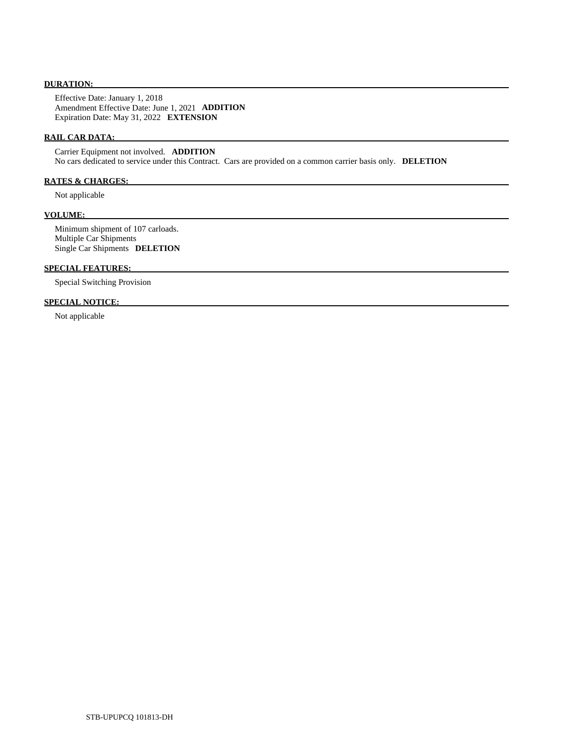**DURATION:**

Effective Date: January 1, 2018
Amendment Effective Date: June 1, 2021 **ADDITION**
Expiration Date: May 31, 2022 **EXTENSION**

**RAIL CAR DATA:**

Carrier Equipment not involved. **ADDITION**
No cars dedicated to service under this Contract. Cars are provided on a common carrier basis only. **DELETION**

**RATES & CHARGES:**

Not applicable

**VOLUME:**

Minimum shipment of 107 carloads.
Multiple Car Shipments
Single Car Shipments **DELETION**

**SPECIAL FEATURES:**

Special Switching Provision

**SPECIAL NOTICE:**

Not applicable

STB-UPUPCQ 101813-DH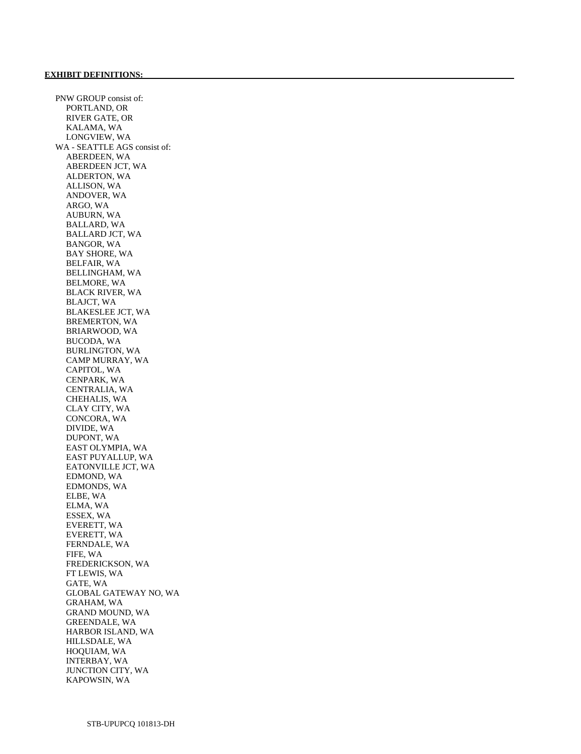**EXHIBIT DEFINITIONS:**

PNW GROUP consist of:
- PORTLAND, OR
- RIVER GATE, OR
- KALAMA, WA
- LONGVIEW, WA

WA - SEATTLE AGS consist of:
- ABERDEEN, WA
- ABERDEEN JCT, WA
- ALDERTON, WA
- ALLISON, WA
- ANDOVER, WA
- ARGO, WA
- AUBURN, WA
- BALLARD, WA
- BALLARD JCT, WA
- BANGOR, WA
- BAY SHORE, WA
- BELFAIR, WA
- BELLINGHAM, WA
- BELMORE, WA
- BLACK RIVER, WA
- BLAJCT, WA
- BLAKESLEE JCT, WA
- BREMERTON, WA
- BRIARWOOD, WA
- BUCODA, WA
- BURLINGTON, WA
- CAMP MURRAY, WA
- CAPITOL, WA
- CENPARK, WA
- CENTRALIA, WA
- CHEHALIS, WA
- CLAY CITY, WA
- CONCORA, WA
- DIVIDE, WA
- DUPONT, WA
- EAST OLYMPIA, WA
- EAST PUYALLUP, WA
- EATONVILLE JCT, WA
- EDMOND, WA
- EDMONDS, WA
- ELBE, WA
- ELMA, WA
- ESSEX, WA
- EVERETT, WA
- EVERETT, WA
- FERNDALE, WA
- FIFE, WA
- FREDERICKSON, WA
- FT LEWIS, WA
- GATE, WA
- GLOBAL GATEWAY NO, WA
- GRAHAM, WA
- GRAND MOUND, WA
- GREENDALE, WA
- HARBOR ISLAND, WA
- HILLSDALE, WA
- HOQUIAM, WA
- INTERBAY, WA
- JUNCTION CITY, WA
- KAPOWSIN, WA

STB-UPUPCQ 101813-DH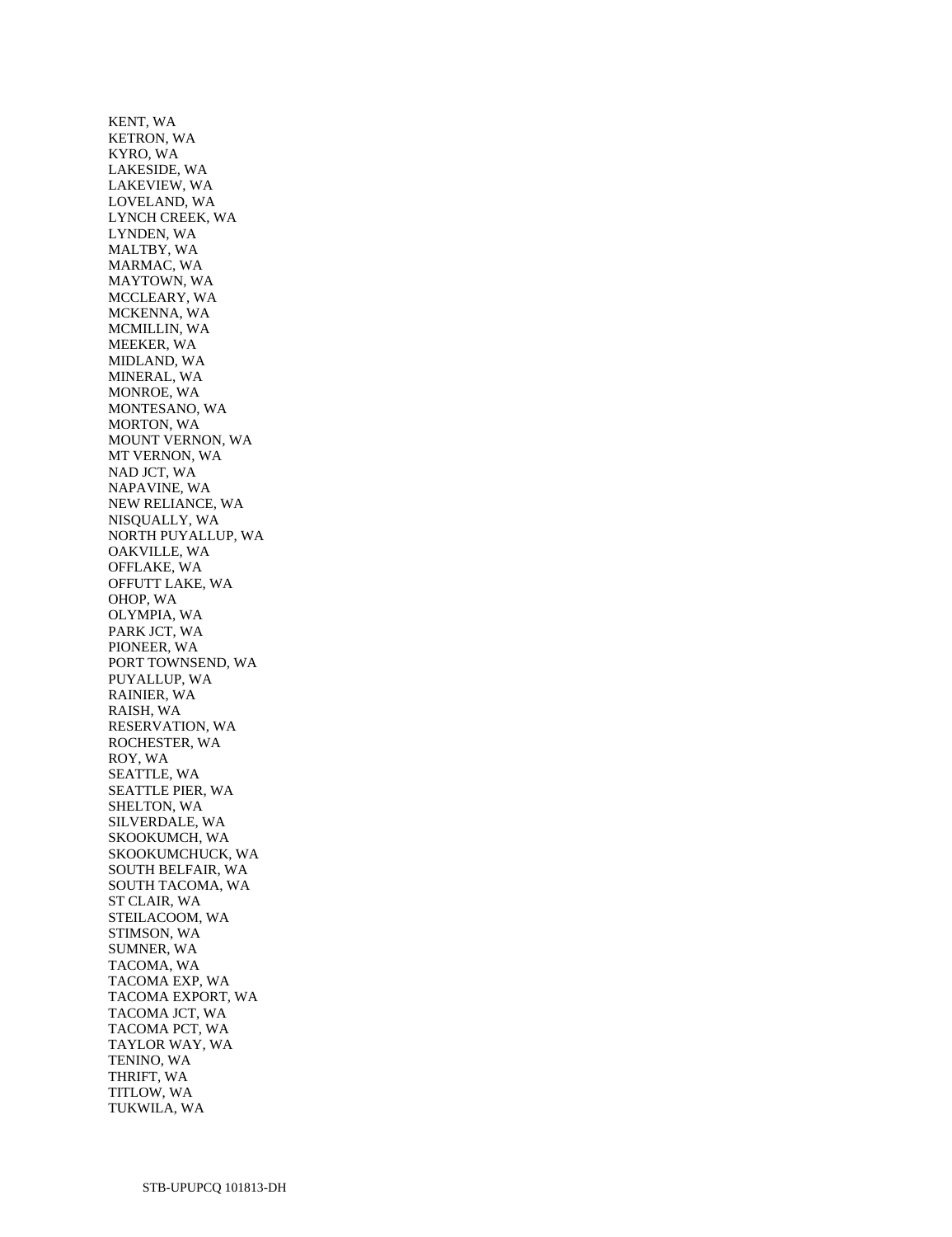KENT, WA
KETRON, WA
KYRO, WA
LAKESIDE, WA
LAKEVIEW, WA
LOVELAND, WA
LYNCH CREEK, WA
LYNDEN, WA
MALTBY, WA
MARMAC, WA
MAYTOWN, WA
MCCLEARY, WA
MCKENNA, WA
MCMILLIN, WA
MEEKER, WA
MIDLAND, WA
MINERAL, WA
MONROE, WA
MONTESANO, WA
MORTON, WA
MOUNT VERNON, WA
MT VERNON, WA
NAD JCT, WA
NAPAVINE, WA
NEW RELIANCE, WA
NISQUALLY, WA
NORTH PUYALLUP, WA
OAKVILLE, WA
OFFLAKE, WA
OFFUTT LAKE, WA
OHOP, WA
OLYMPIA, WA
PARK JCT, WA
PIONEER, WA
PORT TOWNSEND, WA
PUYALLUP, WA
RAINIER, WA
RAISH, WA
RESERVATION, WA
ROCHESTER, WA
ROY, WA
SEATTLE, WA
SEATTLE PIER, WA
SHELTON, WA
SILVERDALE, WA
SKOOKUMCH, WA
SKOOKUMCHUCK, WA
SOUTH BELFAIR, WA
SOUTH TACOMA, WA
ST CLAIR, WA
STEILACOOM, WA
STIMSON, WA
SUMNER, WA
TACOMA, WA
TACOMA EXP, WA
TACOMA EXPORT, WA
TACOMA JCT, WA
TACOMA PCT, WA
TAYLOR WAY, WA
TENINO, WA
THRIFT, WA
TITLOW, WA
TUKWILA, WA

STB-UPUPCQ 101813-DH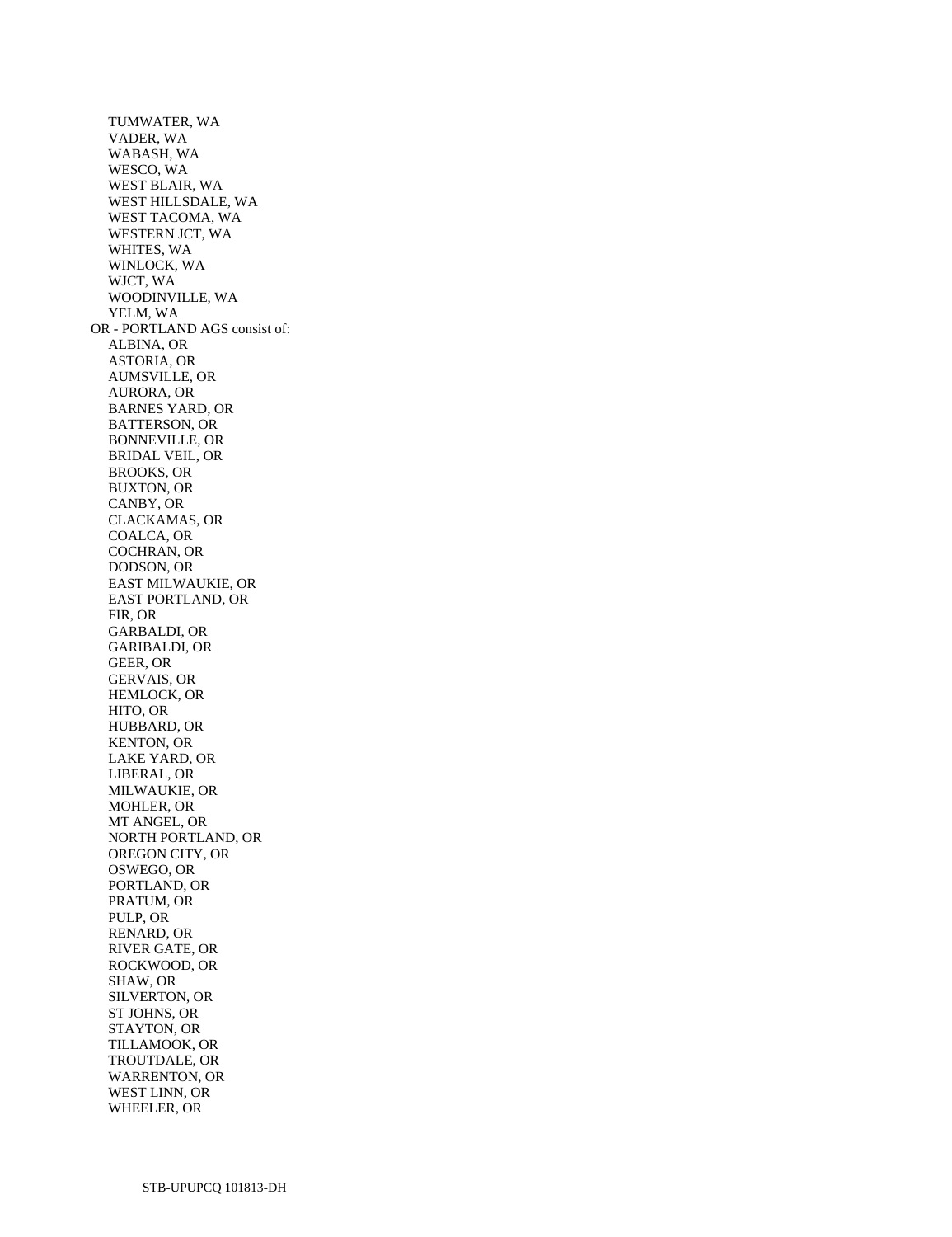TUMWATER, WA
VADER, WA
WABASH, WA
WESCO, WA
WEST BLAIR, WA
WEST HILLSDALE, WA
WEST TACOMA, WA
WESTERN JCT, WA
WHITES, WA
WINLOCK, WA
WJCT, WA
WOODINVILLE, WA
YELM, WA

OR - PORTLAND AGS consist of:

ALBINA, OR
ASTORIA, OR
AUMSVILLE, OR
AURORA, OR
BARNES YARD, OR
BATTERSON, OR
BONNEVILLE, OR
BRIDAL VEIL, OR
BROOKS, OR
BUXTON, OR
CANBY, OR
CLACKAMAS, OR
COALCA, OR
COCHRAN, OR
DODSON, OR
EAST MILWAUKIE, OR
EAST PORTLAND, OR
FIR, OR
GARBALDI, OR
GARIBALDI, OR
GEER, OR
GERVAIS, OR
HEMLOCK, OR
HITO, OR
HUBBARD, OR
KENTON, OR
LAKE YARD, OR
LIBERAL, OR
MILWAUKIE, OR
MOHLER, OR
MT ANGEL, OR
NORTH PORTLAND, OR
OREGON CITY, OR
OSWEGO, OR
PORTLAND, OR
PRATUM, OR
PULP, OR
RENARD, OR
RIVER GATE, OR
ROCKWOOD, OR
SHAW, OR
SILVERTON, OR
ST JOHNS, OR
STAYTON, OR
TILLAMOOK, OR
TROUTDALE, OR
WARRENTON, OR
WEST LINN, OR
WHEELER, OR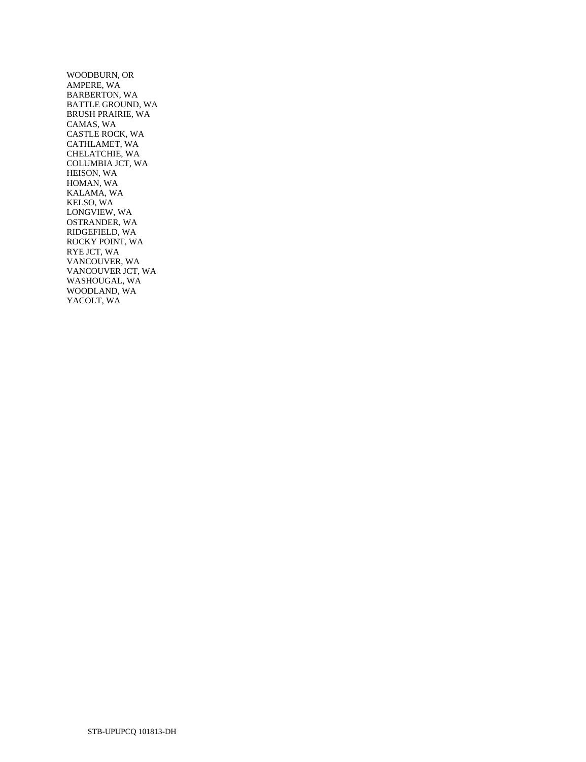WOODBURN, OR
AMPERE, WA
BARBERTON, WA
BATTLE GROUND, WA
BRUSH PRAIRIE, WA
CAMAS, WA
CASTLE ROCK, WA
CATHLAMET, WA
CHELATCHIE, WA
COLUMBIA JCT, WA
HEISON, WA
HOMAN, WA
KALAMA, WA
KELSO, WA
LONGVIEW, WA
OSTRANDER, WA
RIDGEFIELD, WA
ROCKY POINT, WA
RYE JCT, WA
VANCOUVER, WA
VANCOUVER JCT, WA
WASHOUGAL, WA
WOODLAND, WA
YACOLT, WA

STB-UPUPCQ 101813-DH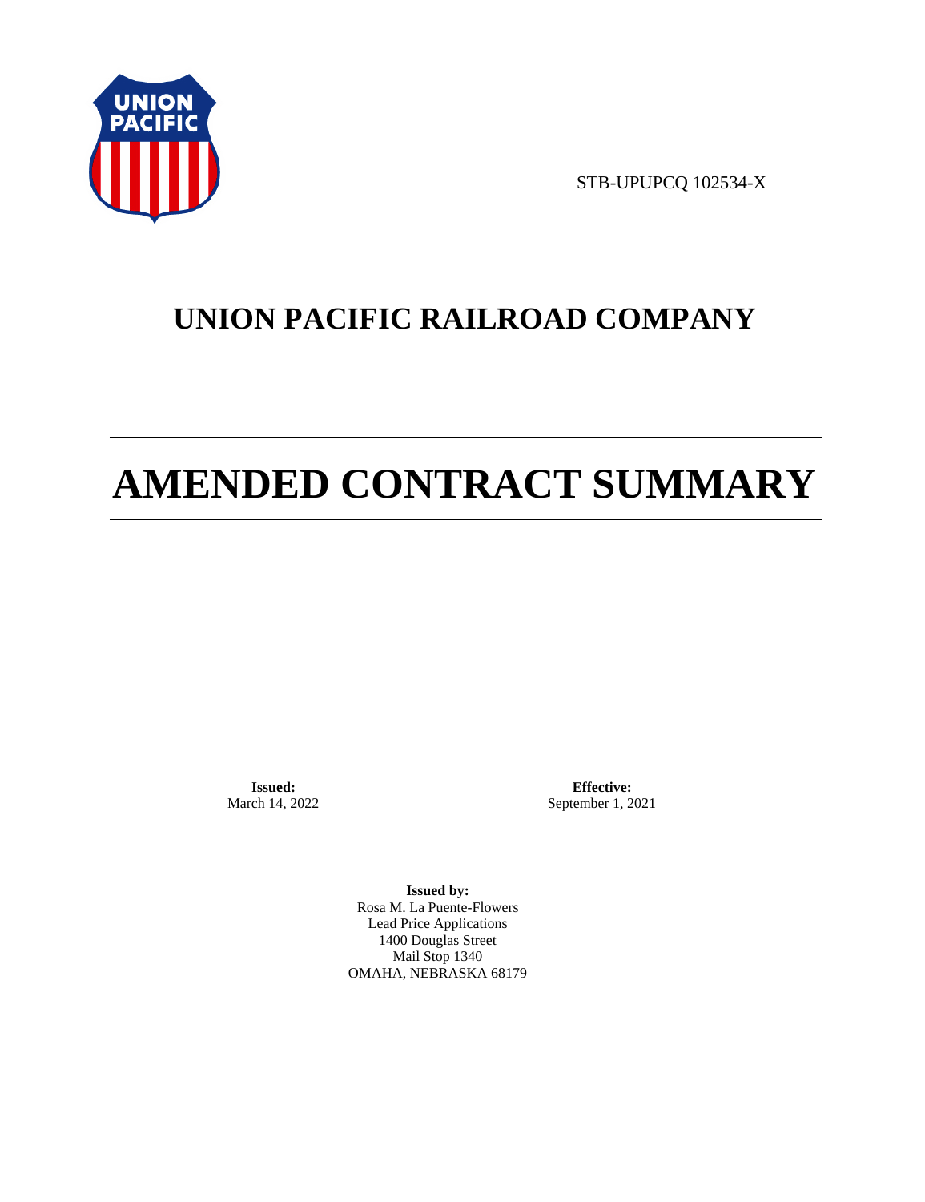STB-UPUPCQ 102534-X

# UNION PACIFIC RAILROAD COMPANY

# AMENDED CONTRACT SUMMARY

**Issued:**
March 14, 2022

**Effective:**
September 1, 2021

**Issued by:**
Rosa M. La Puente-Flowers
Lead Price Applications
1400 Douglas Street
Mail Stop 1340
OMAHA, NEBRASKA 68179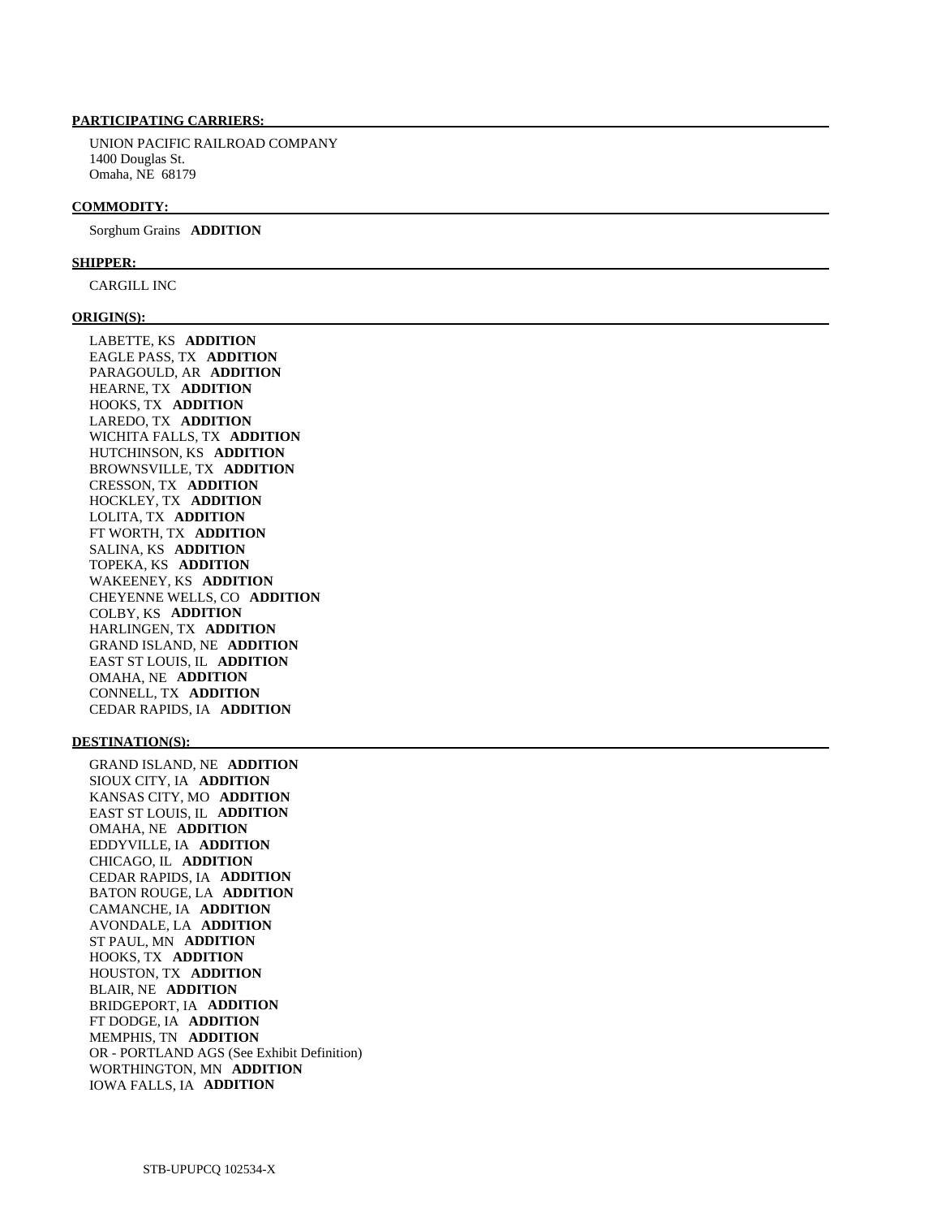**PARTICIPATING CARRIERS:**

UNION PACIFIC RAILROAD COMPANY
1400 Douglas St.
Omaha, NE 68179

**COMMODITY:**

Sorghum Grains **ADDITION**

**SHIPPER:**

CARGILL INC

**ORIGIN(S):**

LABETTE, KS **ADDITION**
EAGLE PASS, TX **ADDITION**
PARAGOULD, AR **ADDITION**
HEARNE, TX **ADDITION**
HOOKS, TX **ADDITION**
LAREDO, TX **ADDITION**
WICHITA FALLS, TX **ADDITION**
HUTCHINSON, KS **ADDITION**
BROWNSVILLE, TX **ADDITION**
CRESSON, TX **ADDITION**
HOCKLEY, TX **ADDITION**
LOLITA, TX **ADDITION**
FT WORTH, TX **ADDITION**
SALINA, KS **ADDITION**
TOPEKA, KS **ADDITION**
WAKEENEY, KS **ADDITION**
CHEYENNE WELLS, CO **ADDITION**
COLBY, KS **ADDITION**
HARLINGEN, TX **ADDITION**
GRAND ISLAND, NE **ADDITION**
EAST ST LOUIS, IL **ADDITION**
OMAHA, NE **ADDITION**
CONNELL, TX **ADDITION**
CEDAR RAPIDS, IA **ADDITION**

**DESTINATION(S):**

GRAND ISLAND, NE **ADDITION**
SIOUX CITY, IA **ADDITION**
KANSAS CITY, MO **ADDITION**
EAST ST LOUIS, IL **ADDITION**
OMAHA, NE **ADDITION**
EDDYVILLE, IA **ADDITION**
CHICAGO, IL **ADDITION**
CEDAR RAPIDS, IA **ADDITION**
BATON ROUGE, LA **ADDITION**
CAMANCHE, IA **ADDITION**
AVONDALE, LA **ADDITION**
ST PAUL, MN **ADDITION**
HOOKS, TX **ADDITION**
HOUSTON, TX **ADDITION**
BLAIR, NE **ADDITION**
BRIDGEPORT, IA **ADDITION**
FT DODGE, IA **ADDITION**
MEMPHIS, TN **ADDITION**
OR - PORTLAND AGS (See Exhibit Definition)
WORTHINGTON, MN **ADDITION**
IOWA FALLS, IA **ADDITION**

STB-UPUPCQ 102534-X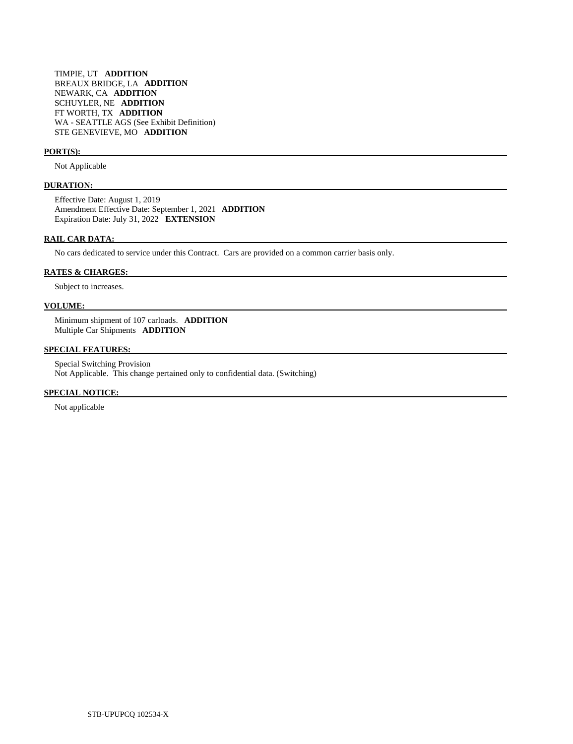TIMPIE, UT **ADDITION**
BREAUX BRIDGE, LA **ADDITION**
NEWARK, CA **ADDITION**
SCHUYLER, NE **ADDITION**
FT WORTH, TX **ADDITION**
WA - SEATTLE AGS (See Exhibit Definition)
STE GENEVIEVE, MO **ADDITION**

**PORT(S):**

Not Applicable

**DURATION:**

Effective Date: August 1, 2019
Amendment Effective Date: September 1, 2021 **ADDITION**
Expiration Date: July 31, 2022 **EXTENSION**

**RAIL CAR DATA:**

No cars dedicated to service under this Contract. Cars are provided on a common carrier basis only.

**RATES & CHARGES:**

Subject to increases.

**VOLUME:**

Minimum shipment of 107 carloads. **ADDITION**
Multiple Car Shipments **ADDITION**

**SPECIAL FEATURES:**

Special Switching Provision
Not Applicable. This change pertained only to confidential data. (Switching)

**SPECIAL NOTICE:**

Not applicable

STB-UPUPCQ 102534-X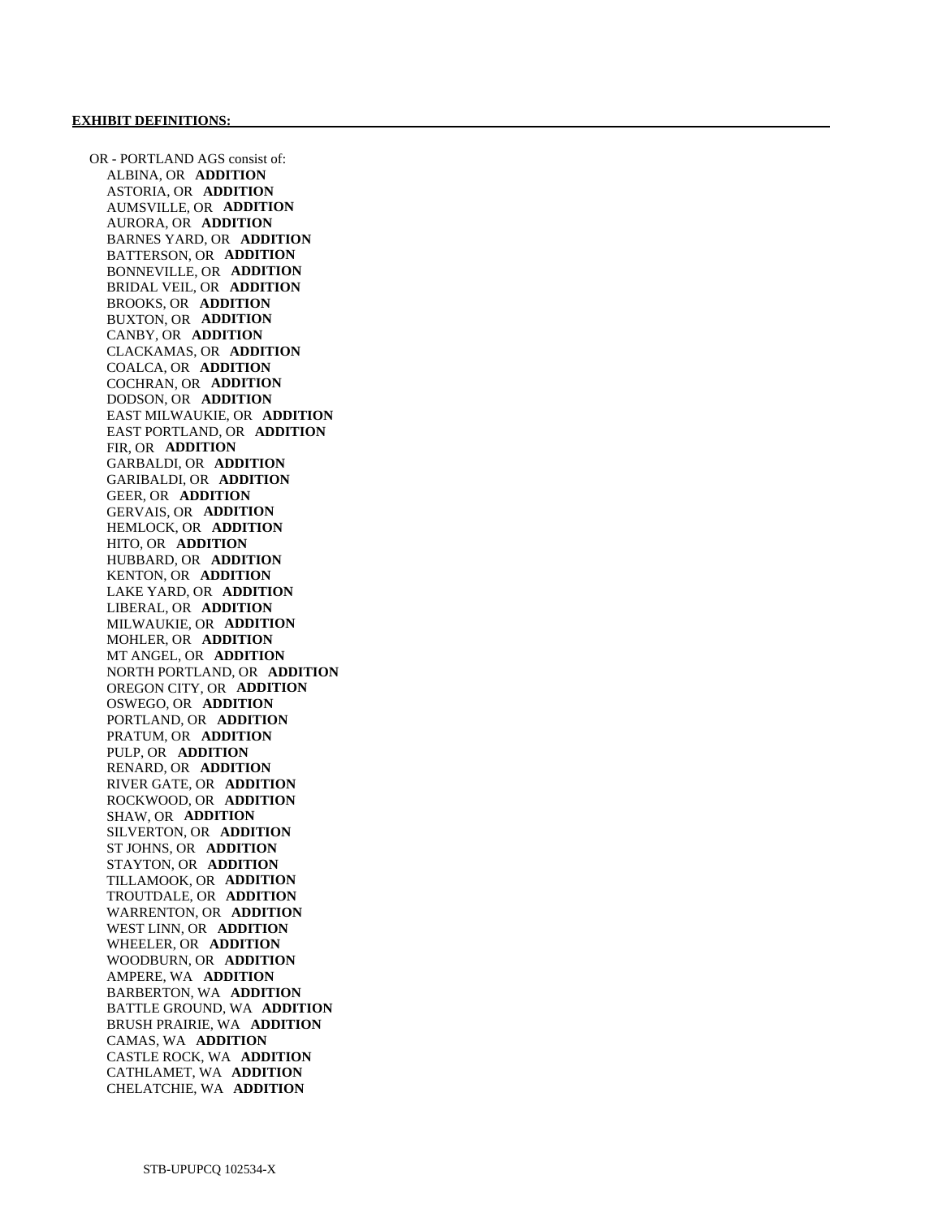**EXHIBIT DEFINITIONS:**

OR - PORTLAND AGS consist of:

- ALBINA, OR **ADDITION**
- ASTORIA, OR **ADDITION**
- AUMSVILLE, OR **ADDITION**
- AURORA, OR **ADDITION**
- BARNES YARD, OR **ADDITION**
- BATTERSON, OR **ADDITION**
- BONNEVILLE, OR **ADDITION**
- BRIDAL VEIL, OR **ADDITION**
- BROOKS, OR **ADDITION**
- BUXTON, OR **ADDITION**
- CANBY, OR **ADDITION**
- CLACKAMAS, OR **ADDITION**
- COALCA, OR **ADDITION**
- COCHRAN, OR **ADDITION**
- DODSON, OR **ADDITION**
- EAST MILWAUKIE, OR **ADDITION**
- EAST PORTLAND, OR **ADDITION**
- FIR, OR **ADDITION**
- GARBALDI, OR **ADDITION**
- GARIBALDI, OR **ADDITION**
- GEER, OR **ADDITION**
- GERVAIS, OR **ADDITION**
- HEMLOCK, OR **ADDITION**
- HITO, OR **ADDITION**
- HUBBARD, OR **ADDITION**
- KENTON, OR **ADDITION**
- LAKE YARD, OR **ADDITION**
- LIBERAL, OR **ADDITION**
- MILWAUKIE, OR **ADDITION**
- MOHLER, OR **ADDITION**
- MT ANGEL, OR **ADDITION**
- NORTH PORTLAND, OR **ADDITION**
- OREGON CITY, OR **ADDITION**
- OSWEGO, OR **ADDITION**
- PORTLAND, OR **ADDITION**
- PRATUM, OR **ADDITION**
- PULP, OR **ADDITION**
- RENARD, OR **ADDITION**
- RIVER GATE, OR **ADDITION**
- ROCKWOOD, OR **ADDITION**
- SHAW, OR **ADDITION**
- SILVERTON, OR **ADDITION**
- ST JOHNS, OR **ADDITION**
- STAYTON, OR **ADDITION**
- TILLAMOOK, OR **ADDITION**
- TROUTDALE, OR **ADDITION**
- WARRENTON, OR **ADDITION**
- WEST LINN, OR **ADDITION**
- WHEELER, OR **ADDITION**
- WOODBURN, OR **ADDITION**
- AMPERE, WA **ADDITION**
- BARBERTON, WA **ADDITION**
- BATTLE GROUND, WA **ADDITION**
- BRUSH PRAIRIE, WA **ADDITION**
- CAMAS, WA **ADDITION**
- CASTLE ROCK, WA **ADDITION**
- CATHLAMET, WA **ADDITION**
- CHELATCHIE, WA **ADDITION**

STB-UPUPCQ 102534-X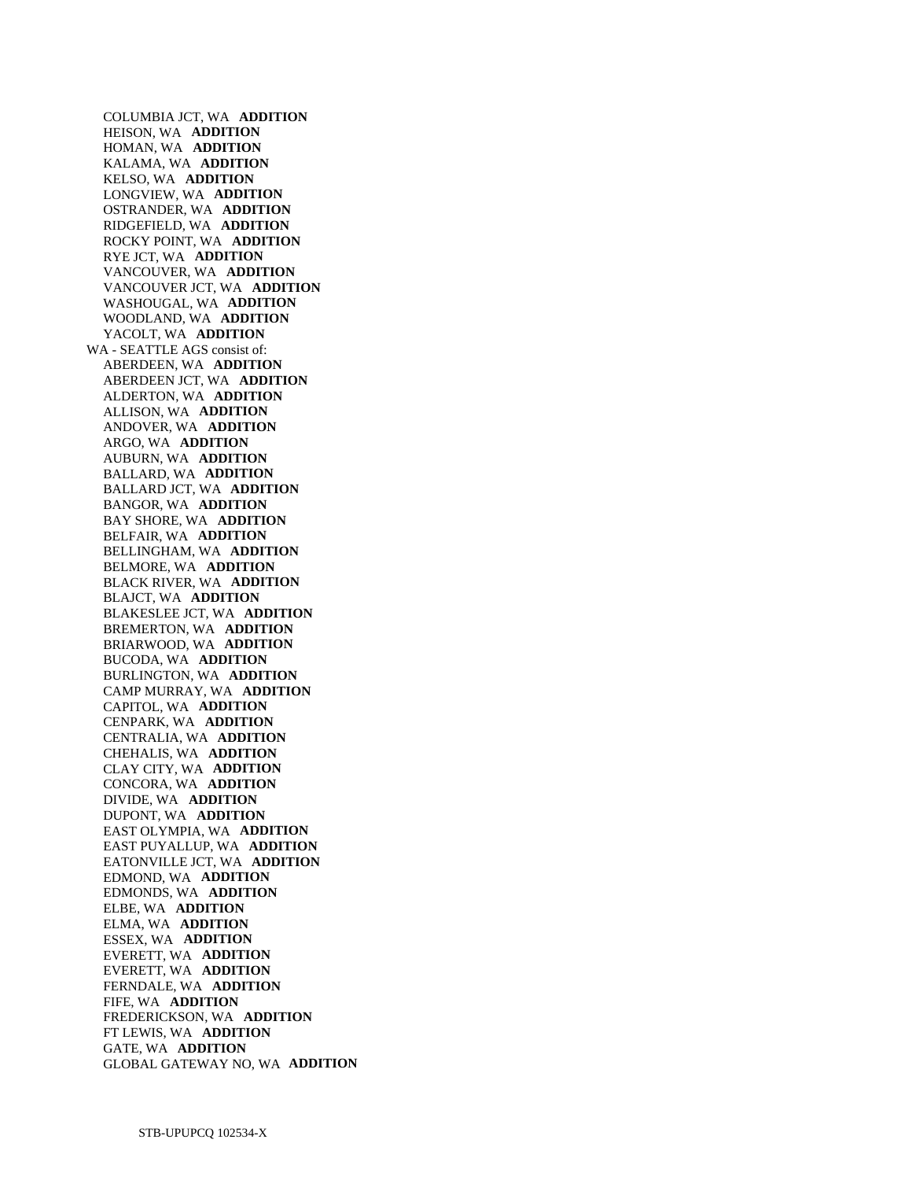COLUMBIA JCT, WA **ADDITION**
HEISON, WA **ADDITION**
HOMAN, WA **ADDITION**
KALAMA, WA **ADDITION**
KELSO, WA **ADDITION**
LONGVIEW, WA **ADDITION**
OSTRANDER, WA **ADDITION**
RIDGEFIELD, WA **ADDITION**
ROCKY POINT, WA **ADDITION**
RYE JCT, WA **ADDITION**
VANCOUVER, WA **ADDITION**
VANCOUVER JCT, WA **ADDITION**
WASHOUGAL, WA **ADDITION**
WOODLAND, WA **ADDITION**
YACOLT, WA **ADDITION**

WA - SEATTLE AGS consist of:
ABERDEEN, WA **ADDITION**
ABERDEEN JCT, WA **ADDITION**
ALDERTON, WA **ADDITION**
ALLISON, WA **ADDITION**
ANDOVER, WA **ADDITION**
ARGO, WA **ADDITION**
AUBURN, WA **ADDITION**
BALLARD, WA **ADDITION**
BALLARD JCT, WA **ADDITION**
BANGOR, WA **ADDITION**
BAY SHORE, WA **ADDITION**
BELFAIR, WA **ADDITION**
BELLINGHAM, WA **ADDITION**
BELMORE, WA **ADDITION**
BLACK RIVER, WA **ADDITION**
BLAJCT, WA **ADDITION**
BLAKESLEE JCT, WA **ADDITION**
BREMERTON, WA **ADDITION**
BRIARWOOD, WA **ADDITION**
BUCODA, WA **ADDITION**
BURLINGTON, WA **ADDITION**
CAMP MURRAY, WA **ADDITION**
CAPITOL, WA **ADDITION**
CENPARK, WA **ADDITION**
CENTRALIA, WA **ADDITION**
CHEHALIS, WA **ADDITION**
CLAY CITY, WA **ADDITION**
CONCORA, WA **ADDITION**
DIVIDE, WA **ADDITION**
DUPONT, WA **ADDITION**
EAST OLYMPIA, WA **ADDITION**
EAST PUYALLUP, WA **ADDITION**
EATONVILLE JCT, WA **ADDITION**
EDMOND, WA **ADDITION**
EDMONDS, WA **ADDITION**
ELBE, WA **ADDITION**
ELMA, WA **ADDITION**
ESSEX, WA **ADDITION**
EVERETT, WA **ADDITION**
EVERETT, WA **ADDITION**
FERNDALE, WA **ADDITION**
FIFE, WA **ADDITION**
FREDERICKSON, WA **ADDITION**
FT LEWIS, WA **ADDITION**
GATE, WA **ADDITION**
GLOBAL GATEWAY NO, WA **ADDITION**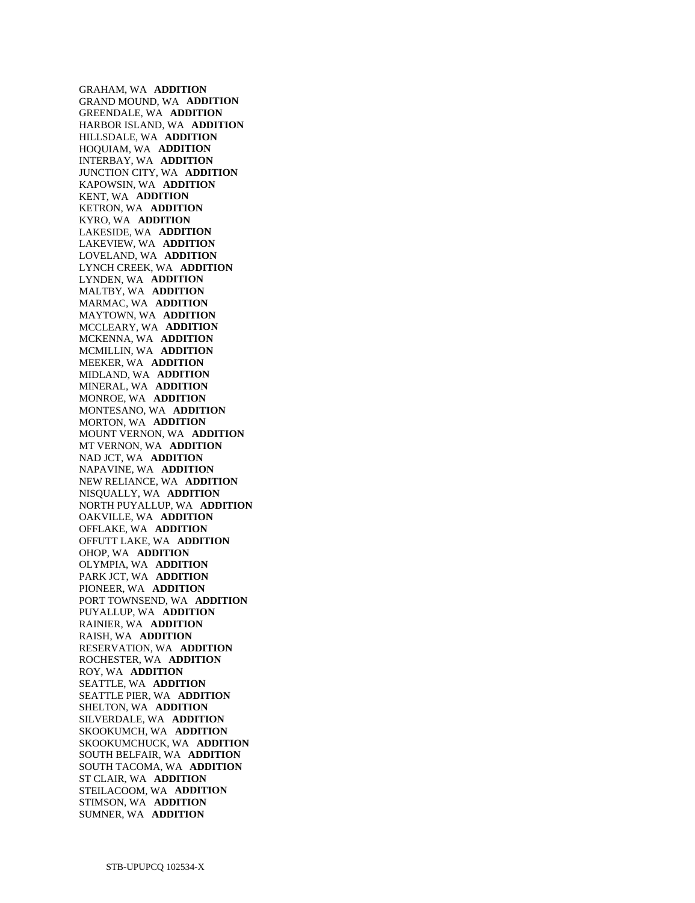GRAHAM, WA **ADDITION**
GRAND MOUND, WA **ADDITION**
GREENDALE, WA **ADDITION**
HARBOR ISLAND, WA **ADDITION**
HILLSDALE, WA **ADDITION**
HOQUIAM, WA **ADDITION**
INTERBAY, WA **ADDITION**
JUNCTION CITY, WA **ADDITION**
KAPOWSIN, WA **ADDITION**
KENT, WA **ADDITION**
KETRON, WA **ADDITION**
KYRO, WA **ADDITION**
LAKESIDE, WA **ADDITION**
LAKEVIEW, WA **ADDITION**
LOVELAND, WA **ADDITION**
LYNCH CREEK, WA **ADDITION**
LYNDEN, WA **ADDITION**
MALTBY, WA **ADDITION**
MARMAC, WA **ADDITION**
MAYTOWN, WA **ADDITION**
MCCLEARY, WA **ADDITION**
MCKENNA, WA **ADDITION**
MCMILLIN, WA **ADDITION**
MEEKER, WA **ADDITION**
MIDLAND, WA **ADDITION**
MINERAL, WA **ADDITION**
MONROE, WA **ADDITION**
MONTESANO, WA **ADDITION**
MORTON, WA **ADDITION**
MOUNT VERNON, WA **ADDITION**
MT VERNON, WA **ADDITION**
NAD JCT, WA **ADDITION**
NAPAVINE, WA **ADDITION**
NEW RELIANCE, WA **ADDITION**
NISQUALLY, WA **ADDITION**
NORTH PUYALLUP, WA **ADDITION**
OAKVILLE, WA **ADDITION**
OFFLAKE, WA **ADDITION**
OFFUTT LAKE, WA **ADDITION**
OHOP, WA **ADDITION**
OLYMPIA, WA **ADDITION**
PARK JCT, WA **ADDITION**
PIONEER, WA **ADDITION**
PORT TOWNSEND, WA **ADDITION**
PUYALLUP, WA **ADDITION**
RAINIER, WA **ADDITION**
RAISH, WA **ADDITION**
RESERVATION, WA **ADDITION**
ROCHESTER, WA **ADDITION**
ROY, WA **ADDITION**
SEATTLE, WA **ADDITION**
SEATTLE PIER, WA **ADDITION**
SHELTON, WA **ADDITION**
SILVERDALE, WA **ADDITION**
SKOOKUMCH, WA **ADDITION**
SKOOKUMCHUCK, WA **ADDITION**
SOUTH BELFAIR, WA **ADDITION**
SOUTH TACOMA, WA **ADDITION**
ST CLAIR, WA **ADDITION**
STEILACOOM, WA **ADDITION**
STIMSON, WA **ADDITION**
SUMNER, WA **ADDITION**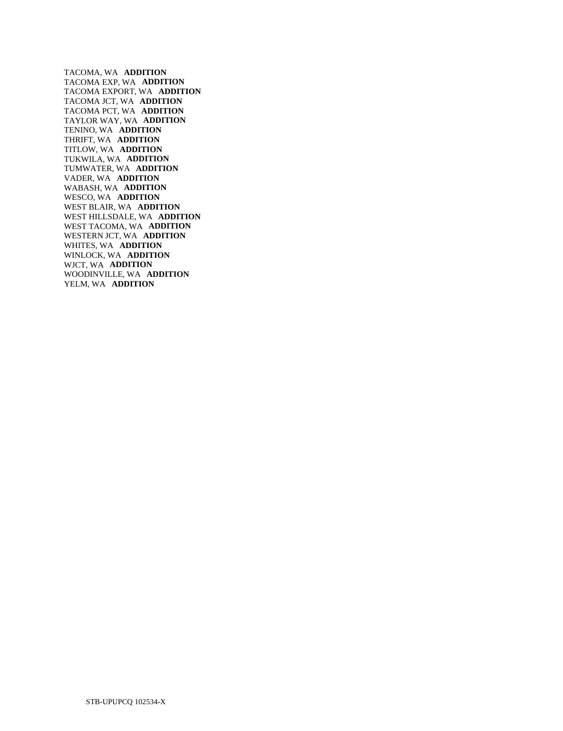TACOMA, WA **ADDITION**
TACOMA EXP, WA **ADDITION**
TACOMA EXPORT, WA **ADDITION**
TACOMA JCT, WA **ADDITION**
TACOMA PCT, WA **ADDITION**
TAYLOR WAY, WA **ADDITION**
TENINO, WA **ADDITION**
THRIFT, WA **ADDITION**
TITLOW, WA **ADDITION**
TUKWILA, WA **ADDITION**
TUMWATER, WA **ADDITION**
VADER, WA **ADDITION**
WABASH, WA **ADDITION**
WESCO, WA **ADDITION**
WEST BLAIR, WA **ADDITION**
WEST HILLSDALE, WA **ADDITION**
WEST TACOMA, WA **ADDITION**
WESTERN JCT, WA **ADDITION**
WHITES, WA **ADDITION**
WINLOCK, WA **ADDITION**
WJCT, WA **ADDITION**
WOODINVILLE, WA **ADDITION**
YELM, WA **ADDITION**

STB-UPUPCQ 102534-X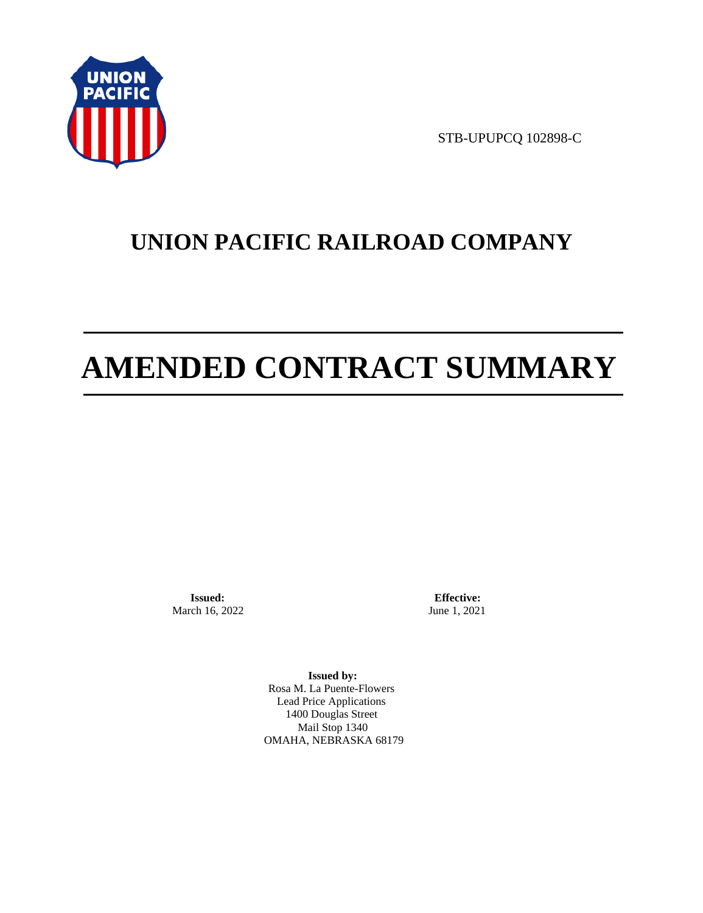STB-UPUPCQ 102898-C

# UNION PACIFIC RAILROAD COMPANY

# AMENDED CONTRACT SUMMARY

**Issued:**
March 16, 2022

**Effective:**
June 1, 2021

**Issued by:**
Rosa M. La Puente-Flowers
Lead Price Applications
1400 Douglas Street
Mail Stop 1340
OMAHA, NEBRASKA 68179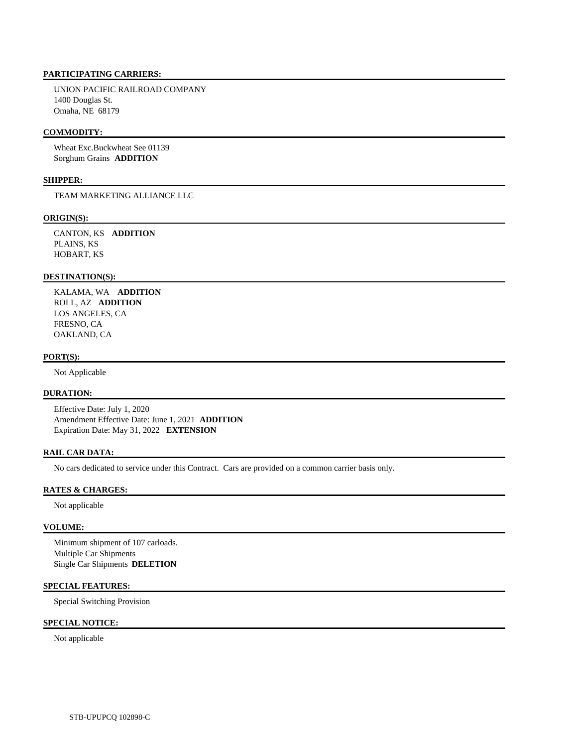**PARTICIPATING CARRIERS:**

UNION PACIFIC RAILROAD COMPANY
1400 Douglas St.
Omaha, NE 68179

**COMMODITY:**

Wheat Exc.Buckwheat See 01139
Sorghum Grains **ADDITION**

**SHIPPER:**

TEAM MARKETING ALLIANCE LLC

**ORIGIN(S):**

CANTON, KS **ADDITION**
PLAINS, KS
HOBART, KS

**DESTINATION(S):**

KALAMA, WA **ADDITION**
ROLL, AZ **ADDITION**
LOS ANGELES, CA
FRESNO, CA
OAKLAND, CA

**PORT(S):**

Not Applicable

**DURATION:**

Effective Date: July 1, 2020
Amendment Effective Date: June 1, 2021 **ADDITION**
Expiration Date: May 31, 2022 **EXTENSION**

**RAIL CAR DATA:**

No cars dedicated to service under this Contract. Cars are provided on a common carrier basis only.

**RATES & CHARGES:**

Not applicable

**VOLUME:**

Minimum shipment of 107 carloads.
Multiple Car Shipments
Single Car Shipments **DELETION**

**SPECIAL FEATURES:**

Special Switching Provision

**SPECIAL NOTICE:**

Not applicable

STB-UPUPCQ 102898-C